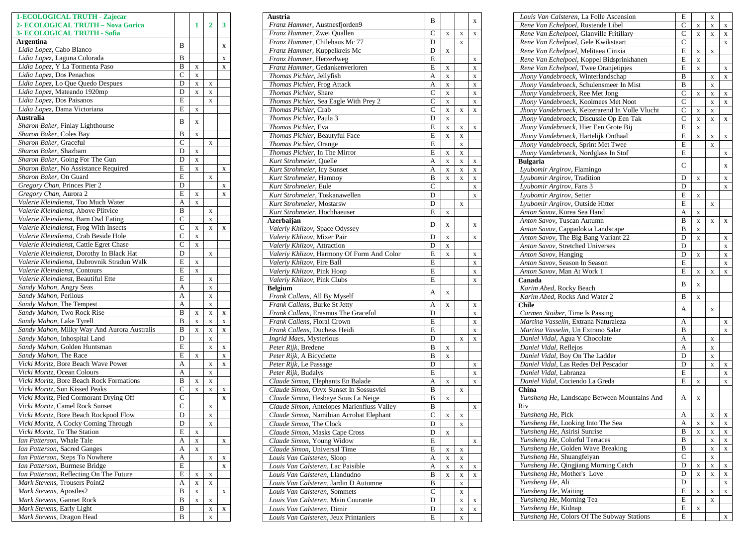| 1-ECOLOGICAL TRUTH - Zajecar<br>2- ECOLOGICAL TRUTH – Nova Gorica<br>3- ECOLOGICAL TRUTH - Sofia | | 1 | 2 | 3 |
|---|---|---|---|---|
| **Argentina**<br>*Lidia Lopez*, Cabo Blanco | B | | | x |
| *Lidia Lopez*, Laguna Colorada | B | | | x |
| *Lidia Lopez*, Y La Tormenta Paso | B | x | | x |
| *Lidia Lopez*, Dos Penachos | C | x | | |
| *Lidia Lopez*, Lo Que Quedo Despues | D | x | x | |
| *Lidia Lopez*, Mateando 1920mp | D | x | x | |
| *Lidia Lopez*, Dos Paisanos | E | | x | |
| *Lidia Lopez*, Dama Victoriana | E | x | | |
| **Australia**<br>*Sharon Baker*, Finlay Lighthourse | B | x | | |
| *Sharon Baker*, Coles Bay | B | x | | |
| *Sharon Baker*, Graceful | C | | x | |
| *Sharon Baker*, Shazbam | D | x | | |
| *Sharon Baker*, Going For The Gun | D | x | | |
| *Sharon Baker*, No Assistance Required | E | x | | x |
| *Sharon Baker*, On Guard | E | | x | |
| *Gregory Chan*, Princes Pier 2 | D | | | x |
| *Gregory Chan*, Aurora 2 | E | x | | x |
| *Valerie Kleindienst*, Too Much Water | A | x | | |
| *Valerie Kleindienst*, Above Plitvice | B | | x | |
| *Valerie Kleindienst*, Barn Owl Eating | C | | x | |
| *Valerie Kleindienst*, Frog With Insects | C | x | x | x |
| *Valerie Kleindienst*, Crab Beside Hole | C | x | | |
| *Valerie Kleindienst*, Cattle Egret Chase | C | x | | |
| *Valerie Kleindienst*, Dorothy In Black Hat | D | | x | |
| *Valerie Kleindienst*, Dubrovnik Stradun Walk | E | x | | |
| *Valerie Kleindienst*, Contours | E | x | | |
| *Valerie Kleindienst*, Beautiful Ette | E | | x | |
| *Sandy Mahon*, Angry Seas | A | | x | |
| *Sandy Mahon*, Perilous | A | | x | |
| *Sandy Mahon*, The Tempest | A | | x | |
| *Sandy Mahon*, Two Rock Rise | B | x | x | x |
| *Sandy Mahon*, Lake Tyrell | B | x | x | x |
| *Sandy Mahon*, Milky Way And Aurora Australis | B | x | x | x |
| *Sandy Mahon*, Inhospital Land | D | | x | |
| *Sandy Mahon*, Golden Huntsman | E | | x | x |
| *Sandy Mahon*, The Race | E | x | | x |
| *Vicki Moritz*, Bore Beach Wave Power | A | | x | x |
| *Vicki Moritz*, Ocean Colours | A | | x | |
| *Vicki Moritz*, Bore Beach Rock Formations | B | x | x | |
| *Vicki Moritz*, Sun Kissed Peaks | C | x | x | x |
| *Vicki Moritz*, Pied Cormorant Drying Off | C | | | x |
| *Vicki Moritz*, Camel Rock Sunset | C | | x | |
| *Vicki Moritz*, Bore Beach Rockpool Flow | D | | x | |
| *Vicki Moritz*, A Cocky Coming Through | D | | x | |
| *Vicki Moritz*, To The Station | E | x | | |
| *Ian Patterson*, Whale Tale | A | x | | x |
| *Ian Patterson*, Sacred Ganges | A | x | | |
| *Ian Patterson*, Steps To Nowhere | A | | x | x |
| *Ian Patterson*, Burmese Bridge | E | | | x |
| *Ian Patterson*, Reflecting On The Future | E | x | x | |
| *Mark Stevens*, Trousers Point2 | A | x | x | |
| *Mark Stevens*, Apostles2 | B | x | | x |
| *Mark Stevens*, Gannet Rock | B | x | x | |
| *Mark Stevens*, Early Light | B | | x | x |
| *Mark Stevens*, Dragon Head | B | | x | |
| **Austria**<br>*Franz Hammer*, Austnesfjorden9 | B | | | x |
| *Franz Hammer*, Zwei Quallen | C | x | x | x |
| *Franz Hammer*, Chilehaus Mc 77 | D | | x | |
| *Franz Hammer*, Kuppelkreis Mc | D | x | | |
| *Franz Hammer*, Herzerlweg | E | | | x |
| *Franz Hammer*, Gedankenverloren | E | x | | x |
| *Thomas Pichler*, Jellyfish | A | x | | x |
| *Thomas Pichler*, Frog Attack | A | x | | x |
| *Thomas Pichler*, Share | C | x | | x |
| *Thomas Pichler*, Sea Eagle With Prey 2 | C | x | | x |
| *Thomas Pichler*, Crab | C | x | x | x |
| *Thomas Pichler*, Paula 3 | D | x | | |
| *Thomas Pichler*, Eva | E | x | x | x |
| *Thomas Pichler*, Beautyful Face | E | x | x | |
| *Thomas Pichler*, Orange | E | | x | |
| *Thomas Pichler*, In The Mirror | E | x | x | |
| *Kurt Strohmeier*, Quelle | A | x | x | x |
| *Kurt Strohmeier*, Icy Sunset | A | x | x | x |
| *Kurt Strohmeier*, Hamnoy | B | x | x | x |
| *Kurt Strohmeier*, Eule | C | | | x |
| *Kurt Strohmeier*, Toskanawellen | D | | | x |
| *Kurt Strohmeier*, Mostarsw | D | | x | |
| *Kurt Strohmeier*, Hochhaeuser | E | x | | |
| **Azerbaijan**<br>*Valeriy Khlizov*, Space Odyssey | D | x | | x |
| *Valeriy Khlizov*, Mixer Pair | D | x | | x |
| *Valeriy Khlizov*, Attraction | D | x | | |
| *Valeriy Khlizov*, Harmony Of Form And Color | E | x | | x |
| *Valeriy Khlizov*, Fire Ball | E | | | x |
| *Valeriy Khlizov*, Pink Hoop | E | | | x |
| *Valeriy Khlizov*, Pink Clubs | E | | | x |
| **Belgium**<br>*Frank Callens*, All By Myself | A | x | | |
| *Frank Callens*, Burke St Jetty | A | x | | x |
| *Frank Callens*, Erasmus The Graceful | D | | | x |
| *Frank Callens*, Floral Crown | E | | | x |
| *Frank Callens*, Duchess Heidi | E | | | x |
| *Ingrid Maes*, Mysterious | D | | x | x |
| *Peter Rijk*, Bredene | B | x | | |
| *Peter Rijk*, A Bicyclette | B | x | | |
| *Peter Rijk*, Le Passage | D | | | x |
| *Peter Rijk*, Budalys | E | | | x |
| *Claude Simon*, Elephants En Balade | A | x | | x |
| *Claude Simon*, Oryx Sunset In Sossusvlei | B | | x | |
| *Claude Simon*, Hesbaye Sous La Neige | B | x | | |
| *Claude Simon*, Antelopes Marienfluss Valley | B | | | x |
| *Claude Simon*, Namibian Acrobat Elephant | C | x | x | |
| *Claude Simon*, The Clock | D | | x | |
| *Claude Simon*, Masks Cape Cross | D | x | | |
| *Claude Simon*, Young Widow | E | | | x |
| *Claude Simon*, Universal Time | E | x | x | |
| *Louis Van Calsteren*, Sloop | A | x | x | |
| *Louis Van Calsteren*, Lac Paisible | A | x | x | x |
| *Louis Van Calsteren*, Llandudno | B | x | x | x |
| *Louis Van Calsteren*, Jardin D Automne | B | | x | |
| *Louis Van Calsteren*, Sommets | C | | x | |
| *Louis Van Calsteren*, Main Courante | D | | x | x |
| *Louis Van Calsteren*, Dimir | D | | x | x |
| *Louis Van Calsteren*, Jeux Printaniers | E | | x | |
| *Louis Van Calsteren*, La Folle Ascension | E | | x | |
| *Rene Van Echelpoel*, Rustende Libel | C | x | x | x |
| *Rene Van Echelpoel*, Glanville Fritillary | C | x | x | x |
| *Rene Van Echelpoel*, Gele Kwikstaart | C | | | x |
| *Rene Van Echelpoel*, Melitaea Cinxia | E | x | x | |
| *Rene Van Echelpoel*, Koppel Bidsprinkhanen | E | x | | |
| *Rene Van Echelpoel*, Twee Oranjetipjes | E | x | | x |
| *Jhony Vandebroeck*, Winterlandschap | B | | x | x |
| *Jhony Vandebroeck*, Schulensmeer In Mist | B | | x | |
| *Jhony Vandebroeck*, Ree Met Jong | C | x | x | x |
| *Jhony Vandebroeck*, Koolmees Met Noot | C | | x | x |
| *Jhony Vandebroeck*, Keizerarend In Volle Vlucht | C | x | x | |
| *Jhony Vandebroeck*, Discussie Op Een Tak | C | x | x | x |
| *Jhony Vandebroeck*, Hier Een Grote Bij | E | x | | |
| *Jhony Vandebroeck*, Hartelijk Onthaal | E | x | x | x |
| *Jhony Vandebroeck*, Sprint Met Twee | E | | x | |
| *Jhony Vandebroeck*, Nordglass In Stof | E | | | x |
| **Bulgaria**<br>*Lyubomir Argirov*, Flamingo | C | | | x |
| *Lyubomir Argirov*, Tradition | D | x | | x |
| *Lyubomir Argirov*, Fans 3 | D | | | x |
| *Lyubomir Argirov*, Setter | E | x | | |
| *Lyubomir Argirov*, Outside Hitter | E | | x | |
| *Anton Savov*, Korea Sea Hand | A | x | | |
| *Anton Savov*, Tuscan Autumn | B | x | x | x |
| *Anton Savov*, Cappadokia Landscape | B | x | | |
| *Anton Savov*, The Big Bang Variant 22 | D | x | | x |
| *Anton Savov*, Stretched Universes | D | | | x |
| *Anton Savov*, Hanging | D | x | | x |
| *Anton Savov*, Season In Season | E | | | x |
| *Anton Savov*, Man At Work 1 | E | x | x | x |
| **Canada**<br>*Karim Abed*, Rocky Beach | B | x | | |
| *Karim Abed*, Rocks And Water 2 | B | x | | |
| **Chile**<br>*Carmen Stoiber*, Time Is Passing | A | | x | |
| *Martina Vasselin*, Extrana Naturaleza | A | | | x |
| *Martina Vasselin*, Un Extrano Salar | B | | | x |
| *Daniel Vidal*, Agua Y Chocolate | A | | x | |
| *Daniel Vidal*, Reflejos | A | | x | |
| *Daniel Vidal*, Boy On The Ladder | D | | x | |
| *Daniel Vidal*, Las Redes Del Pescador | D | | x | x |
| *Daniel Vidal*, Labranza | E | | | x |
| *Daniel Vidal*, Cociendo La Greda | E | x | | x |
| **China**<br>*Yunsheng He*, Landscape Between Mountains And Riv | A | x | | |
| *Yunsheng He*, Pick | A | | x | x |
| *Yunsheng He*, Looking Into The Sea | A | x | x | x |
| *Yunsheng He*, Asirisi Sunrise | B | x | x | x |
| *Yunsheng He*, Colorful Terraces | B | | x | x |
| *Yunsheng He*, Golden Wave Breaking | B | | x | x |
| *Yunsheng He*, Shuangfeiyan | C | | x | |
| *Yunsheng He*, Qingjiang Morning Catch | D | x | x | x |
| *Yunsheng He*, Mother's Love | D | x | x | x |
| *Yunsheng He*, Ali | D | | | x |
| *Yunsheng He*, Waiting | E | x | x | x |
| *Yunsheng He*, Morning Tea | E | | x | |
| *Yunsheng He*, Kidnap | E | x | | |
| *Yunsheng He*, Colors Of The Subway Stations | E | | | x |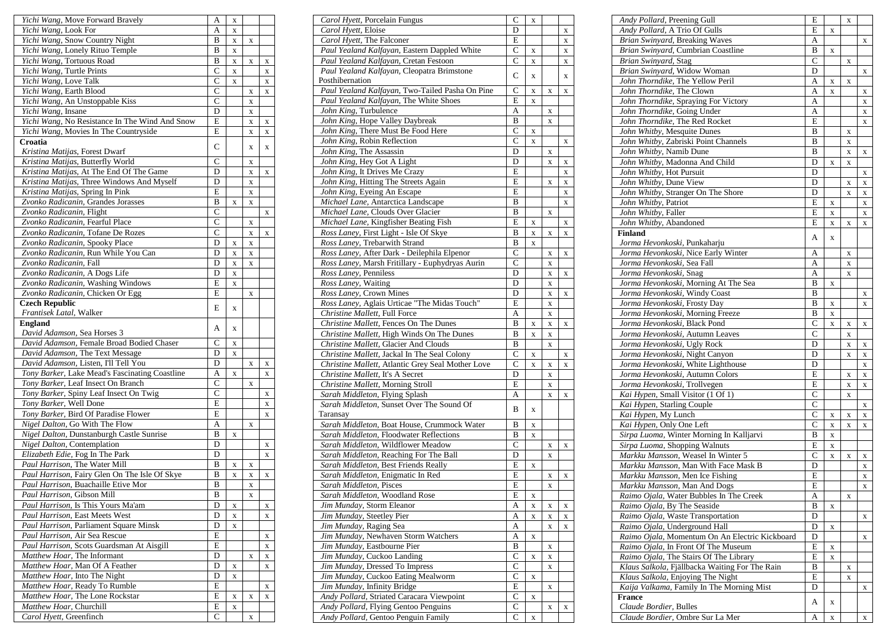| | | | | |
|---|---|---|---|---|
| *Yichi Wang*, Move Forward Bravely | A | x | | |
| *Yichi Wang*, Look For | A | x | | |
| *Yichi Wang*, Snow Country Night | B | x | x | |
| *Yichi Wang*, Lonely Rituo Temple | B | x | | |
| *Yichi Wang*, Tortuous Road | B | x | x | x |
| *Yichi Wang*, Turtle Prints | C | x | | x |
| *Yichi Wang*, Love Talk | C | x | | x |
| *Yichi Wang*, Earth Blood | C | | x | x |
| *Yichi Wang*, An Unstoppable Kiss | C | | x | |
| *Yichi Wang*, Insane | D | | x | |
| *Yichi Wang*, No Resistance In The Wind And Snow | E | | x | x |
| *Yichi Wang*, Movies In The Countryside | E | | x | x |
| **Croatia** *Kristina Matijas*, Forest Dwarf | C | | x | x |
| *Kristina Matijas*, Butterfly World | C | | x | |
| *Kristina Matijas*, At The End Of The Game | D | | x | x |
| *Kristina Matijas*, Three Windows And Myself | D | | x | |
| *Kristina Matijas*, Spring In Pink | E | | x | |
| *Zvonko Radicanin*, Grandes Jorasses | B | x | x | |
| *Zvonko Radicanin*, Flight | C | | | x |
| *Zvonko Radicanin*, Fearful Place | C | | x | |
| *Zvonko Radicanin*, Tofane De Rozes | C | | x | x |
| *Zvonko Radicanin*, Spooky Place | D | x | x | |
| *Zvonko Radicanin*, Run While You Can | D | x | x | |
| *Zvonko Radicanin*, Fall | D | x | x | |
| *Zvonko Radicanin*, A Dogs Life | D | x | | |
| *Zvonko Radicanin*, Washing Windows | E | x | | |
| *Zvonko Radicanin*, Chicken Or Egg | E | | x | |
| **Czech Republic** *Frantisek Latal*, Walker | E | x | | |
| **England** *David Adamson*, Sea Horses 3 | A | x | | |
| *David Adamson*, Female Broad Bodied Chaser | C | x | | |
| *David Adamson*, The Text Message | D | x | | |
| *David Adamson*, Listen, I'll Tell You | D | | x | x |
| *Tony Barker*, Lake Mead's Fascinating Coastline | A | x | | x |
| *Tony Barker*, Leaf Insect On Branch | C | | x | |
| *Tony Barker*, Spiny Leaf Insect On Twig | C | | | x |
| *Tony Barker*, Well Done | E | | | x |
| *Tony Barker*, Bird Of Paradise Flower | E | | | x |
| *Nigel Dalton*, Go With The Flow | A | | x | |
| *Nigel Dalton*, Dunstanburgh Castle Sunrise | B | x | | |
| *Nigel Dalton*, Contemplation | D | | | x |
| *Elizabeth Edie*, Fog In The Park | D | | | x |
| *Paul Harrison*, The Water Mill | B | x | x | |
| *Paul Harrison*, Fairy Glen On The Isle Of Skye | B | x | x | x |
| *Paul Harrison*, Buachaille Etive Mor | B | | x | |
| *Paul Harrison*, Gibson Mill | B | | x | |
| *Paul Harrison*, Is This Yours Ma'am | D | x | | x |
| *Paul Harrison*, East Meets West | D | x | | x |
| *Paul Harrison*, Parliament Square Minsk | D | x | | |
| *Paul Harrison*, Air Sea Rescue | E | | | x |
| *Paul Harrison*, Scots Guardsman At Aisgill | E | | | x |
| *Matthew Hoar*, The Informant | D | | x | x |
| *Matthew Hoar*, Man Of A Feather | D | x | | x |
| *Matthew Hoar*, Into The Night | D | x | | |
| *Matthew Hoar*, Ready To Rumble | E | | | x |
| *Matthew Hoar*, The Lone Rockstar | E | x | x | x |
| *Matthew Hoar*, Churchill | E | x | | |
| *Carol Hyett*, Greenfinch | C | | x | |
| *Carol Hyett*, Porcelain Fungus | C | x | | |
| *Carol Hyett*, Eloise | D | | | x |
| *Carol Hyett*, The Falconer | E | | | x |
| *Paul Yealand Kalfayan*, Eastern Dappled White | C | x | | x |
| *Paul Yealand Kalfayan*, Cretan Festoon | C | x | | x |
| *Paul Yealand Kalfayan*, Cleopatra Brimstone Posthibernation | C | x | | x |
| *Paul Yealand Kalfayan*, Two-Tailed Pasha On Pine | C | x | x | x |
| *Paul Yealand Kalfayan*, The White Shoes | E | x | | |
| *John King*, Turbulence | A | | x | |
| *John King*, Hope Valley Daybreak | B | | x | |
| *John King*, There Must Be Food Here | C | x | | |
| *John King*, Robin Reflection | C | x | | x |
| *John King*, The Assassin | D | | x | |
| *John King*, Hey Got A Light | D | | x | x |
| *John King*, It Drives Me Crazy | E | | | x |
| *John King*, Hitting The Streets Again | E | | x | x |
| *John King*, Eyeing An Escape | E | | | x |
| *Michael Lane*, Antarctica Landscape | B | | | x |
| *Michael Lane*, Clouds Over Glacier | B | | x | |
| *Michael Lane*, Kingfisher Beating Fish | E | x | | x |
| *Ross Laney*, First Light - Isle Of Skye | B | x | x | x |
| *Ross Laney*, Trebarwith Strand | B | x | | |
| *Ross Laney*, After Dark - Deilephila Elpenor | C | | x | x |
| *Ross Laney*, Marsh Fritillary - Euphydryas Aurin | C | | x | |
| *Ross Laney*, Penniless | D | | x | x |
| *Ross Laney*, Waiting | D | | x | |
| *Ross Laney*, Crown Mines | D | | x | x |
| *Ross Laney*, Aglais Urticae "The Midas Touch" | E | | x | |
| *Christine Mallett*, Full Force | A | | x | |
| *Christine Mallett*, Fences On The Dunes | B | x | x | x |
| *Christine Mallett*, High Winds On The Dunes | B | x | x | |
| *Christine Mallett*, Glacier And Clouds | B | | x | |
| *Christine Mallett*, Jackal In The Seal Colony | C | x | | x |
| *Christine Mallett*, Atlantic Grey Seal Mother Love | C | x | x | x |
| *Christine Mallett*, It's A Secret | D | | x | |
| *Christine Mallett*, Morning Stroll | E | | x | |
| *Sarah Middleton*, Flying Splash | A | | x | x |
| *Sarah Middleton*, Sunset Over The Sound Of Taransay | B | x | | |
| *Sarah Middleton*, Boat House, Crummock Water | B | x | | |
| *Sarah Middleton*, Floodwater Reflections | B | x | | |
| *Sarah Middleton*, Wildflower Meadow | C | | x | x |
| *Sarah Middleton*, Reaching For The Ball | D | | x | |
| *Sarah Middleton*, Best Friends Really | E | x | | |
| *Sarah Middleton*, Enigmatic In Red | E | | x | x |
| *Sarah Middleton*, Pisces | E | | x | |
| *Sarah Middleton*, Woodland Rose | E | x | | |
| *Jim Munday*, Storm Eleanor | A | x | x | x |
| *Jim Munday*, Steetley Pier | A | x | x | x |
| *Jim Munday*, Raging Sea | A | | x | x |
| *Jim Munday*, Newhaven Storm Watchers | A | x | | |
| *Jim Munday*, Eastbourne Pier | B | | x | |
| *Jim Munday*, Cuckoo Landing | C | x | x | |
| *Jim Munday*, Dressed To Impress | C | | x | |
| *Jim Munday*, Cuckoo Eating Mealworm | C | x | | |
| *Jim Munday*, Infinity Bridge | E | | x | |
| *Andy Pollard*, Striated Caracara Viewpoint | C | x | | |
| *Andy Pollard*, Flying Gentoo Penguins | C | | x | x |
| *Andy Pollard*, Gentoo Penguin Family | C | x | | |
| *Andy Pollard*, Preening Gull | E | | x | |
| *Andy Pollard*, A Trio Of Gulls | E | x | | |
| *Brian Swinyard*, Breaking Waves | A | | | x |
| *Brian Swinyard*, Cumbrian Coastline | B | x | | |
| *Brian Swinyard*, Stag | C | | x | |
| *Brian Swinyard*, Widow Woman | D | | | x |
| *John Thorndike*, The Yellow Peril | A | x | x | |
| *John Thorndike*, The Clown | A | x | | x |
| *John Thorndike*, Spraying For Victory | A | | | x |
| *John Thorndike*, Going Under | A | | | x |
| *John Thorndike*, The Red Rocket | E | | | x |
| *John Whitby*, Mesquite Dunes | B | | x | |
| *John Whitby*, Zabriski Point Channels | B | | x | |
| *John Whitby*, Namib Dune | B | | x | x |
| *John Whitby*, Madonna And Child | D | x | x | |
| *John Whitby*, Hot Pursuit | D | | | x |
| *John Whitby*, Dune View | D | | x | x |
| *John Whitby*, Stranger On The Shore | D | | x | x |
| *John Whitby*, Patriot | E | x | | x |
| *John Whitby*, Faller | E | x | | x |
| *John Whitby*, Abandoned | E | x | x | x |
| **Finland** *Jorma Hevonkoski*, Punkaharju | A | x | | |
| *Jorma Hevonkoski*, Nice Early Winter | A | | x | |
| *Jorma Hevonkoski*, Sea Fall | A | | x | |
| *Jorma Hevonkoski*, Snag | A | | x | |
| *Jorma Hevonkoski*, Morning At The Sea | B | x | | |
| *Jorma Hevonkoski*, Windy Coast | B | | | x |
| *Jorma Hevonkoski*, Frosty Day | B | x | | x |
| *Jorma Hevonkoski*, Morning Freeze | B | x | | |
| *Jorma Hevonkoski*, Black Pond | C | x | x | x |
| *Jorma Hevonkoski*, Autumn Leaves | C | | x | |
| *Jorma Hevonkoski*, Ugly Rock | D | | x | x |
| *Jorma Hevonkoski*, Night Canyon | D | | x | x |
| *Jorma Hevonkoski*, White Lighthouse | D | | | x |
| *Jorma Hevonkoski*, Autumn Colors | E | | x | x |
| *Jorma Hevonkoski*, Trollvegen | E | | x | x |
| *Kai Hypen*, Small Visitor (1 Of 1) | C | | x | |
| *Kai Hypen*, Starling Couple | C | | | x |
| *Kai Hypen*, My Lunch | C | x | x | x |
| *Kai Hypen*, Only One Left | C | x | x | x |
| *Sirpa Luoma*, Winter Morning In Kalljarvi | B | x | | |
| *Sirpa Luoma*, Shopping Walnuts | E | x | | |
| *Markku Mansson*, Weasel In Winter 5 | C | x | x | x |
| *Markku Mansson*, Man With Face Mask B | D | | | x |
| *Markku Mansson*, Men Ice Fishing | E | | | x |
| *Markku Mansson*, Man And Dogs | E | | | x |
| *Raimo Ojala*, Water Bubbles In The Creek | A | | x | |
| *Raimo Ojala*, By The Seaside | B | x | | |
| *Raimo Ojala*, Waste Transportation | D | | | x |
| *Raimo Ojala*, Underground Hall | D | x | | |
| *Raimo Ojala*, Momentum On An Electric Kickboard | D | | | x |
| *Raimo Ojala*, In Front Of The Museum | E | x | | |
| *Raimo Ojala*, The Stairs Of The Library | E | x | | |
| *Klaus Salkola*, Fjällbacka Waiting For The Rain | B | | x | |
| *Klaus Salkola*, Enjoying The Night | E | | x | |
| *Kaija Valkama*, Family In The Morning Mist | D | | | x |
| **France** *Claude Bordier*, Bulles | A | x | | |
| *Claude Bordier*, Ombre Sur La Mer | A | x | | x |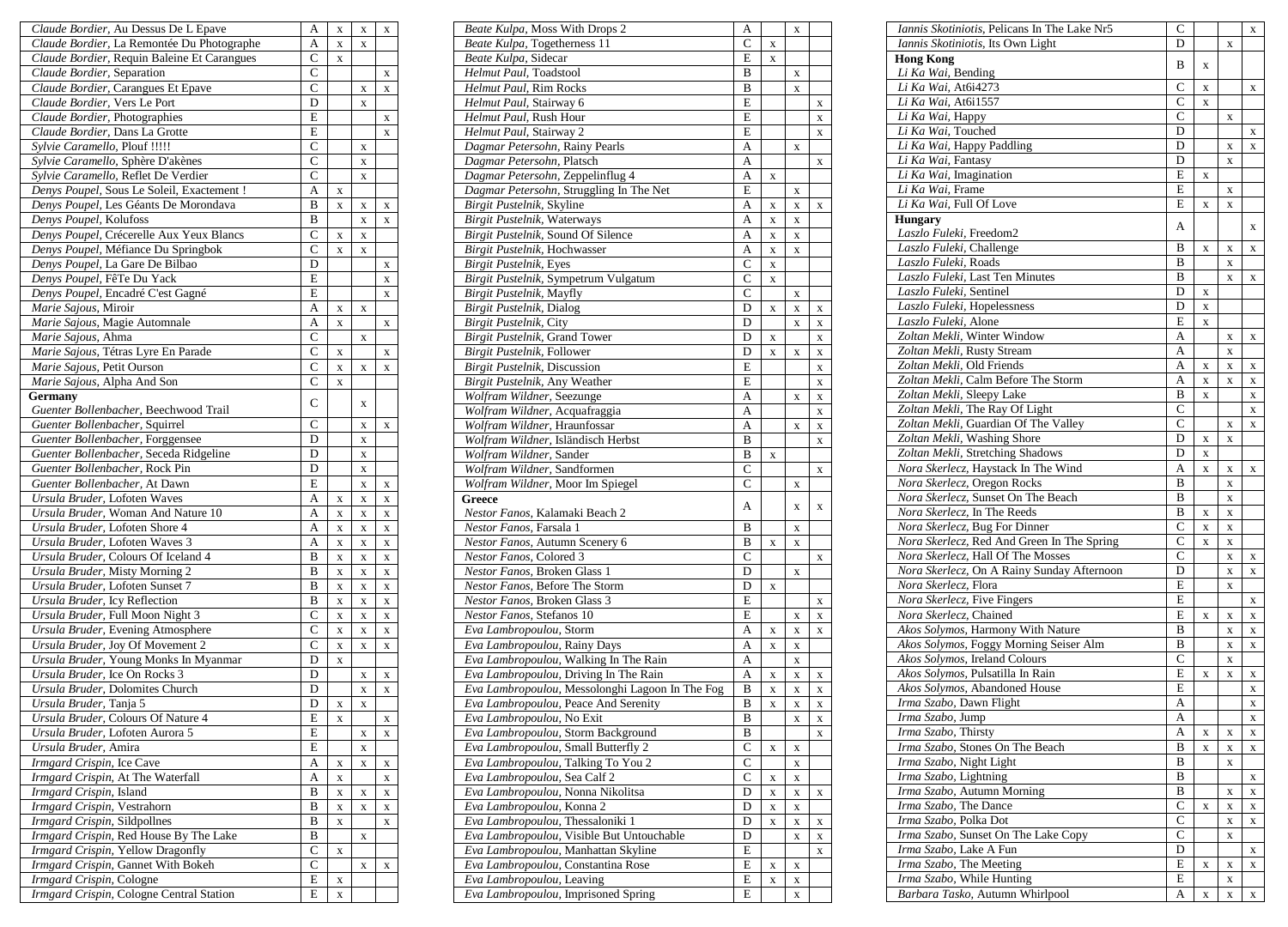| | | | | |
|---|---|---|---|---|
| *Claude Bordier*, Au Dessus De L Epave | A | x | x | x |
| *Claude Bordier*, La Remontée Du Photographe | A | x | x | |
| *Claude Bordier*, Requin Baleine Et Carangues | C | x | | |
| *Claude Bordier*, Separation | C | | | x |
| *Claude Bordier*, Carangues Et Epave | C | | x | x |
| *Claude Bordier*, Vers Le Port | D | | x | |
| *Claude Bordier*, Photographies | E | | | x |
| *Claude Bordier*, Dans La Grotte | E | | | x |
| *Sylvie Caramello*, Plouf !!!!! | C | | x | |
| *Sylvie Caramello*, Sphère D'akènes | C | | x | |
| *Sylvie Caramello*, Reflet De Verdier | C | | x | |
| *Denys Poupel*, Sous Le Soleil, Exactement ! | A | x | | |
| *Denys Poupel*, Les Géants De Morondava | B | x | x | x |
| *Denys Poupel*, Kolufoss | B | | x | x |
| *Denys Poupel*, Crécerelle Aux Yeux Blancs | C | x | x | |
| *Denys Poupel*, Méfiance Du Springbok | C | x | x | |
| *Denys Poupel*, La Gare De Bilbao | D | | | x |
| *Denys Poupel*, FêTe Du Yack | E | | | x |
| *Denys Poupel*, Encadré C'est Gagné | E | | | x |
| *Marie Sajous*, Miroir | A | x | x | |
| *Marie Sajous*, Magie Automnale | A | x | | x |
| *Marie Sajous*, Ahma | C | | x | |
| *Marie Sajous*, Tétras Lyre En Parade | C | x | | x |
| *Marie Sajous*, Petit Ourson | C | x | x | x |
| *Marie Sajous*, Alpha And Son | C | x | | |
| **Germany** | | | | |
| *Guenter Bollenbacher*, Beechwood Trail | C | | x | |
| *Guenter Bollenbacher*, Squirrel | C | | x | x |
| *Guenter Bollenbacher*, Forggensee | D | | x | |
| *Guenter Bollenbacher*, Seceda Ridgeline | D | | x | |
| *Guenter Bollenbacher*, Rock Pin | D | | x | |
| *Guenter Bollenbacher*, At Dawn | E | | x | x |
| *Ursula Bruder*, Lofoten Waves | A | x | x | x |
| *Ursula Bruder*, Woman And Nature 10 | A | x | x | x |
| *Ursula Bruder*, Lofoten Shore 4 | A | x | x | x |
| *Ursula Bruder*, Lofoten Waves 3 | A | x | x | x |
| *Ursula Bruder*, Colours Of Iceland 4 | B | x | x | x |
| *Ursula Bruder*, Misty Morning 2 | B | x | x | x |
| *Ursula Bruder*, Lofoten Sunset 7 | B | x | x | x |
| *Ursula Bruder*, Icy Reflection | B | x | x | x |
| *Ursula Bruder*, Full Moon Night 3 | C | x | x | x |
| *Ursula Bruder*, Evening Atmosphere | C | x | x | x |
| *Ursula Bruder*, Joy Of Movement 2 | C | x | x | x |
| *Ursula Bruder*, Young Monks In Myanmar | D | x | | |
| *Ursula Bruder*, Ice On Rocks 3 | D | | x | x |
| *Ursula Bruder*, Dolomites Church | D | | x | x |
| *Ursula Bruder*, Tanja 5 | D | x | x | |
| *Ursula Bruder*, Colours Of Nature 4 | E | x | | x |
| *Ursula Bruder*, Lofoten Aurora 5 | E | | x | x |
| *Ursula Bruder*, Amira | E | | x | |
| *Irmgard Crispin*, Ice Cave | A | x | x | x |
| *Irmgard Crispin*, At The Waterfall | A | x | | x |
| *Irmgard Crispin*, Island | B | x | x | x |
| *Irmgard Crispin*, Vestrahorn | B | x | x | x |
| *Irmgard Crispin*, Sildpollnes | B | x | | x |
| *Irmgard Crispin*, Red House By The Lake | B | | x | |
| *Irmgard Crispin*, Yellow Dragonfly | C | x | | |
| *Irmgard Crispin*, Gannet With Bokeh | C | | x | x |
| *Irmgard Crispin*, Cologne | E | x | | |
| *Irmgard Crispin*, Cologne Central Station | E | x | | |
| *Beate Kulpa*, Moss With Drops 2 | A | | x | |
| *Beate Kulpa*, Togetherness 11 | C | x | | |
| *Beate Kulpa*, Sidecar | E | x | | |
| *Helmut Paul*, Toadstool | B | | x | |
| *Helmut Paul*, Rim Rocks | B | | x | |
| *Helmut Paul*, Stairway 6 | E | | | x |
| *Helmut Paul*, Rush Hour | E | | | x |
| *Helmut Paul*, Stairway 2 | E | | | x |
| *Dagmar Petersohn*, Rainy Pearls | A | | x | |
| *Dagmar Petersohn*, Platsch | A | | | x |
| *Dagmar Petersohn*, Zeppelinflug 4 | A | x | | |
| *Dagmar Petersohn*, Struggling In The Net | E | | x | |
| *Birgit Pustelnik*, Skyline | A | x | x | x |
| *Birgit Pustelnik*, Waterways | A | x | x | |
| *Birgit Pustelnik*, Sound Of Silence | A | x | x | |
| *Birgit Pustelnik*, Hochwasser | A | x | x | |
| *Birgit Pustelnik*, Eyes | C | x | | |
| *Birgit Pustelnik*, Sympetrum Vulgatum | C | x | | |
| *Birgit Pustelnik*, Mayfly | C | | x | |
| *Birgit Pustelnik*, Dialog | D | x | x | x |
| *Birgit Pustelnik*, City | D | | x | x |
| *Birgit Pustelnik*, Grand Tower | D | x | | x |
| *Birgit Pustelnik*, Follower | D | x | x | x |
| *Birgit Pustelnik*, Discussion | E | | | x |
| *Birgit Pustelnik*, Any Weather | E | | | x |
| *Wolfram Wildner*, Seezunge | A | | x | x |
| *Wolfram Wildner*, Acquafraggia | A | | | x |
| *Wolfram Wildner*, Hraunfossar | A | | x | x |
| *Wolfram Wildner*, Isländisch Herbst | B | | | x |
| *Wolfram Wildner*, Sander | B | x | | |
| *Wolfram Wildner*, Sandformen | C | | | x |
| *Wolfram Wildner*, Moor Im Spiegel | C | | x | |
| **Greece** | | | | |
| *Nestor Fanos*, Kalamaki Beach 2 | A | | x | x |
| *Nestor Fanos*, Farsala 1 | B | | x | |
| *Nestor Fanos*, Autumn Scenery 6 | B | x | x | |
| *Nestor Fanos*, Colored 3 | C | | | x |
| *Nestor Fanos*, Broken Glass 1 | D | | x | |
| *Nestor Fanos*, Before The Storm | D | x | | |
| *Nestor Fanos*, Broken Glass 3 | E | | | x |
| *Nestor Fanos*, Stefanos 10 | E | | x | x |
| *Eva Lambropoulou*, Storm | A | x | x | x |
| *Eva Lambropoulou*, Rainy Days | A | x | x | |
| *Eva Lambropoulou*, Walking In The Rain | A | | x | |
| *Eva Lambropoulou*, Driving In The Rain | A | x | x | x |
| *Eva Lambropoulou*, Messolonghi Lagoon In The Fog | B | x | x | x |
| *Eva Lambropoulou*, Peace And Serenity | B | x | x | x |
| *Eva Lambropoulou*, No Exit | B | | x | x |
| *Eva Lambropoulou*, Storm Background | B | | | x |
| *Eva Lambropoulou*, Small Butterfly 2 | C | x | x | |
| *Eva Lambropoulou*, Talking To You 2 | C | | x | |
| *Eva Lambropoulou*, Sea Calf 2 | C | x | x | |
| *Eva Lambropoulou*, Nonna Nikolitsa | D | x | x | x |
| *Eva Lambropoulou*, Konna 2 | D | x | x | |
| *Eva Lambropoulou*, Thessaloniki 1 | D | x | x | x |
| *Eva Lambropoulou*, Visible But Untouchable | D | | x | x |
| *Eva Lambropoulou*, Manhattan Skyline | E | | | x |
| *Eva Lambropoulou*, Constantina Rose | E | x | x | |
| *Eva Lambropoulou*, Leaving | E | x | x | |
| *Eva Lambropoulou*, Imprisoned Spring | E | | x | |
| *Iannis Skotiniotis*, Pelicans In The Lake Nr5 | C | | | x |
| *Iannis Skotiniotis*, Its Own Light | D | | x | |
| **Hong Kong** | | | | |
| *Li Ka Wai*, Bending | B | x | | |
| *Li Ka Wai*, At6i4273 | C | x | | x |
| *Li Ka Wai*, At6i1557 | C | x | | |
| *Li Ka Wai*, Happy | C | | x | |
| *Li Ka Wai*, Touched | D | | | x |
| *Li Ka Wai*, Happy Paddling | D | | x | x |
| *Li Ka Wai*, Fantasy | D | | x | |
| *Li Ka Wai*, Imagination | E | x | | |
| *Li Ka Wai*, Frame | E | | x | |
| *Li Ka Wai*, Full Of Love | E | x | x | |
| **Hungary** | | | | |
| *Laszlo Fuleki*, Freedom2 | A | | | x |
| *Laszlo Fuleki*, Challenge | B | x | x | x |
| *Laszlo Fuleki*, Roads | B | | x | |
| *Laszlo Fuleki*, Last Ten Minutes | B | | x | x |
| *Laszlo Fuleki*, Sentinel | D | x | | |
| *Laszlo Fuleki*, Hopelessness | D | x | | |
| *Laszlo Fuleki*, Alone | E | x | | |
| *Zoltan Mekli*, Winter Window | A | | x | x |
| *Zoltan Mekli*, Rusty Stream | A | | x | |
| *Zoltan Mekli*, Old Friends | A | x | x | x |
| *Zoltan Mekli*, Calm Before The Storm | A | x | x | x |
| *Zoltan Mekli*, Sleepy Lake | B | x | | x |
| *Zoltan Mekli*, The Ray Of Light | C | | | x |
| *Zoltan Mekli*, Guardian Of The Valley | C | | x | x |
| *Zoltan Mekli*, Washing Shore | D | x | x | |
| *Zoltan Mekli*, Stretching Shadows | D | x | | |
| *Nora Skerlecz*, Haystack In The Wind | A | x | x | x |
| *Nora Skerlecz*, Oregon Rocks | B | | x | |
| *Nora Skerlecz*, Sunset On The Beach | B | | x | |
| *Nora Skerlecz*, In The Reeds | B | x | x | |
| *Nora Skerlecz*, Bug For Dinner | C | x | x | |
| *Nora Skerlecz*, Red And Green In The Spring | C | x | x | |
| *Nora Skerlecz*, Hall Of The Mosses | C | | x | x |
| *Nora Skerlecz*, On A Rainy Sunday Afternoon | D | | x | x |
| *Nora Skerlecz*, Flora | E | | x | |
| *Nora Skerlecz*, Five Fingers | E | | | x |
| *Nora Skerlecz*, Chained | E | x | x | x |
| *Akos Solymos*, Harmony With Nature | B | | x | x |
| *Akos Solymos*, Foggy Morning Seiser Alm | B | | x | x |
| *Akos Solymos*, Ireland Colours | C | | x | |
| *Akos Solymos*, Pulsatilla In Rain | E | x | x | x |
| *Akos Solymos*, Abandoned House | E | | | x |
| *Irma Szabo*, Dawn Flight | A | | | x |
| *Irma Szabo*, Jump | A | | | x |
| *Irma Szabo*, Thirsty | A | x | x | x |
| *Irma Szabo*, Stones On The Beach | B | x | x | x |
| *Irma Szabo*, Night Light | B | | x | |
| *Irma Szabo*, Lightning | B | | | x |
| *Irma Szabo*, Autumn Morning | B | | x | x |
| *Irma Szabo*, The Dance | C | x | x | x |
| *Irma Szabo*, Polka Dot | C | | x | x |
| *Irma Szabo*, Sunset On The Lake Copy | C | | x | |
| *Irma Szabo*, Lake A Fun | D | | | x |
| *Irma Szabo*, The Meeting | E | x | x | x |
| *Irma Szabo*, While Hunting | E | | x | |
| *Barbara Tasko*, Autumn Whirlpool | A | x | x | x |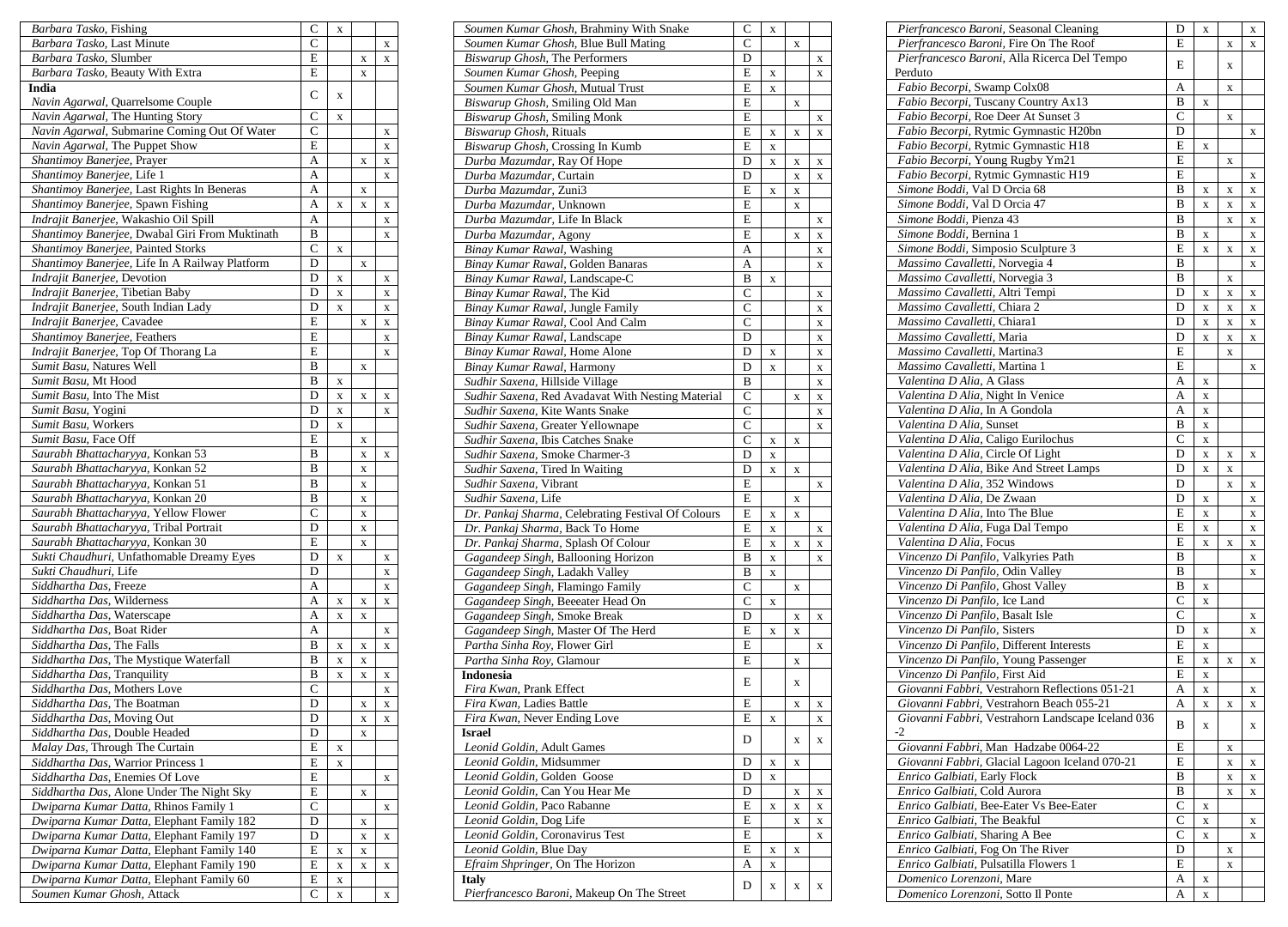| | | | | |
|---|---|---|---|---|
| *Barbara Tasko*, Fishing | C | x | | |
| *Barbara Tasko*, Last Minute | C | | | x |
| *Barbara Tasko*, Slumber | E | | x | x |
| *Barbara Tasko*, Beauty With Extra | E | | x | |
| **India** | | | | |
| *Navin Agarwal*, Quarrelsome Couple | C | x | | |
| *Navin Agarwal*, The Hunting Story | C | x | | |
| *Navin Agarwal*, Submarine Coming Out Of Water | C | | | x |
| *Navin Agarwal*, The Puppet Show | E | | | x |
| *Shantimoy Banerjee*, Prayer | A | | x | x |
| *Shantimoy Banerjee*, Life 1 | A | | | x |
| *Shantimoy Banerjee*, Last Rights In Beneras | A | | x | |
| *Shantimoy Banerjee*, Spawn Fishing | A | x | x | x |
| *Indrajit Banerjee*, Wakashio Oil Spill | A | | | x |
| *Shantimoy Banerjee*, Dwabal Giri From Muktinath | B | | | x |
| *Shantimoy Banerjee*, Painted Storks | C | x | | |
| *Shantimoy Banerjee*, Life In A Railway Platform | D | | x | |
| *Indrajit Banerjee*, Devotion | D | x | | x |
| *Indrajit Banerjee*, Tibetian Baby | D | x | | x |
| *Indrajit Banerjee*, South Indian Lady | D | x | | x |
| *Indrajit Banerjee*, Cavadee | E | | x | x |
| *Shantimoy Banerjee*, Feathers | E | | | x |
| *Indrajit Banerjee*, Top Of Thorang La | E | | | x |
| *Sumit Basu*, Natures Well | B | | x | |
| *Sumit Basu*, Mt Hood | B | x | | |
| *Sumit Basu*, Into The Mist | D | x | x | x |
| *Sumit Basu*, Yogini | D | x | | x |
| *Sumit Basu*, Workers | D | x | | |
| *Sumit Basu*, Face Off | E | | x | |
| *Saurabh Bhattacharyya*, Konkan 53 | B | | x | x |
| *Saurabh Bhattacharyya*, Konkan 52 | B | | x | |
| *Saurabh Bhattacharyya*, Konkan 51 | B | | x | |
| *Saurabh Bhattacharyya*, Konkan 20 | B | | x | |
| *Saurabh Bhattacharyya*, Yellow Flower | C | | x | |
| *Saurabh Bhattacharyya*, Tribal Portrait | D | | x | |
| *Saurabh Bhattacharyya*, Konkan 30 | E | | x | |
| *Sukti Chaudhuri*, Unfathomable Dreamy Eyes | D | x | | x |
| *Sukti Chaudhuri*, Life | D | | | x |
| *Siddhartha Das*, Freeze | A | | | x |
| *Siddhartha Das*, Wilderness | A | x | x | x |
| *Siddhartha Das*, Waterscape | A | x | x | |
| *Siddhartha Das*, Boat Rider | A | | | x |
| *Siddhartha Das*, The Falls | B | x | x | x |
| *Siddhartha Das*, The Mystique Waterfall | B | x | x | |
| *Siddhartha Das*, Tranquility | B | x | x | x |
| *Siddhartha Das*, Mothers Love | C | | | x |
| *Siddhartha Das*, The Boatman | D | | x | x |
| *Siddhartha Das*, Moving Out | D | | x | x |
| *Siddhartha Das*, Double Headed | D | | x | |
| *Malay Das*, Through The Curtain | E | x | | |
| *Siddhartha Das*, Warrior Princess 1 | E | x | | |
| *Siddhartha Das*, Enemies Of Love | E | | | x |
| *Siddhartha Das*, Alone Under The Night Sky | E | | x | |
| *Dwiparna Kumar Datta*, Rhinos Family 1 | C | | | x |
| *Dwiparna Kumar Datta*, Elephant Family 182 | D | | x | |
| *Dwiparna Kumar Datta*, Elephant Family 197 | D | | x | x |
| *Dwiparna Kumar Datta*, Elephant Family 140 | E | x | x | |
| *Dwiparna Kumar Datta*, Elephant Family 190 | E | x | x | x |
| *Dwiparna Kumar Datta*, Elephant Family 60 | E | x | | |
| *Soumen Kumar Ghosh*, Attack | C | x | | x |
| *Soumen Kumar Ghosh*, Brahminy With Snake | C | x | | |
| *Soumen Kumar Ghosh*, Blue Bull Mating | C | | x | |
| *Biswarup Ghosh*, The Performers | D | | | x |
| *Soumen Kumar Ghosh*, Peeping | E | x | | x |
| *Soumen Kumar Ghosh*, Mutual Trust | E | x | | |
| *Biswarup Ghosh*, Smiling Old Man | E | | x | |
| *Biswarup Ghosh*, Smiling Monk | E | | | x |
| *Biswarup Ghosh*, Rituals | E | x | x | x |
| *Biswarup Ghosh*, Crossing In Kumb | E | x | | |
| *Durba Mazumdar*, Ray Of Hope | D | x | x | x |
| *Durba Mazumdar*, Curtain | D | | x | x |
| *Durba Mazumdar*, Zuni3 | E | x | x | |
| *Durba Mazumdar*, Unknown | E | | x | |
| *Durba Mazumdar*, Life In Black | E | | | x |
| *Durba Mazumdar*, Agony | E | | x | x |
| *Binay Kumar Rawal*, Washing | A | | | x |
| *Binay Kumar Rawal*, Golden Banaras | A | | | x |
| *Binay Kumar Rawal*, Landscape-C | B | x | | |
| *Binay Kumar Rawal*, The Kid | C | | | x |
| *Binay Kumar Rawal*, Jungle Family | C | | | x |
| *Binay Kumar Rawal*, Cool And Calm | C | | | x |
| *Binay Kumar Rawal*, Landscape | D | | | x |
| *Binay Kumar Rawal*, Home Alone | D | x | | x |
| *Binay Kumar Rawal*, Harmony | D | x | | x |
| *Sudhir Saxena*, Hillside Village | B | | | x |
| *Sudhir Saxena*, Red Avadavat With Nesting Material | C | | x | x |
| *Sudhir Saxena*, Kite Wants Snake | C | | | x |
| *Sudhir Saxena*, Greater Yellownape | C | | | x |
| *Sudhir Saxena*, Ibis Catches Snake | C | x | x | |
| *Sudhir Saxena*, Smoke Charmer-3 | D | x | | |
| *Sudhir Saxena*, Tired In Waiting | D | x | x | |
| *Sudhir Saxena*, Vibrant | E | | | x |
| *Sudhir Saxena*, Life | E | | x | |
| *Dr. Pankaj Sharma*, Celebrating Festival Of Colours | E | x | x | |
| *Dr. Pankaj Sharma*, Back To Home | E | x | | x |
| *Dr. Pankaj Sharma*, Splash Of Colour | E | x | x | x |
| *Gagandeep Singh*, Ballooning Horizon | B | x | | x |
| *Gagandeep Singh*, Ladakh Valley | B | x | | |
| *Gagandeep Singh*, Flamingo Family | C | | x | |
| *Gagandeep Singh*, Beeeater Head On | C | x | | |
| *Gagandeep Singh*, Smoke Break | D | | x | x |
| *Gagandeep Singh*, Master Of The Herd | E | x | x | |
| *Partha Sinha Roy*, Flower Girl | E | | | x |
| *Partha Sinha Roy*, Glamour | E | | x | |
| **Indonesia** | | | | |
| *Fira Kwan*, Prank Effect | E | | x | |
| *Fira Kwan*, Ladies Battle | E | | x | x |
| *Fira Kwan*, Never Ending Love | E | x | | x |
| **Israel** | | | | |
| *Leonid Goldin*, Adult Games | D | | x | x |
| *Leonid Goldin*, Midsummer | D | x | x | |
| *Leonid Goldin*, Golden Goose | D | x | | |
| *Leonid Goldin*, Can You Hear Me | D | | x | x |
| *Leonid Goldin*, Paco Rabanne | E | x | x | x |
| *Leonid Goldin*, Dog Life | E | | x | x |
| *Leonid Goldin*, Coronavirus Test | E | | | x |
| *Leonid Goldin*, Blue Day | E | x | x | |
| *Efraim Shpringer*, On The Horizon | A | x | | |
| **Italy** | | | | |
| *Pierfrancesco Baroni*, Makeup On The Street | D | x | x | x |
| *Pierfrancesco Baroni*, Seasonal Cleaning | D | x | | x |
| *Pierfrancesco Baroni*, Fire On The Roof | E | | x | x |
| *Pierfrancesco Baroni*, Alla Ricerca Del Tempo Perduto | E | | x | |
| *Fabio Becorpi*, Swamp Colx08 | A | | x | |
| *Fabio Becorpi*, Tuscany Country Ax13 | B | x | | |
| *Fabio Becorpi*, Roe Deer At Sunset 3 | C | | x | |
| *Fabio Becorpi*, Rytmic Gymnastic H20bn | D | | | x |
| *Fabio Becorpi*, Rytmic Gymnastic H18 | E | x | | |
| *Fabio Becorpi*, Young Rugby Ym21 | E | | x | |
| *Fabio Becorpi*, Rytmic Gymnastic H19 | E | | | x |
| *Simone Boddi*, Val D Orcia 68 | B | x | x | x |
| *Simone Boddi*, Val D Orcia 47 | B | x | x | x |
| *Simone Boddi*, Pienza 43 | B | | x | x |
| *Simone Boddi*, Bernina 1 | B | x | | x |
| *Simone Boddi*, Simposio Sculpture 3 | E | x | x | x |
| *Massimo Cavalletti*, Norvegia 4 | B | | | x |
| *Massimo Cavalletti*, Norvegia 3 | B | | x | |
| *Massimo Cavalletti*, Altri Tempi | D | x | x | x |
| *Massimo Cavalletti*, Chiara 2 | D | x | x | x |
| *Massimo Cavalletti*, Chiara1 | D | x | x | x |
| *Massimo Cavalletti*, Maria | D | x | x | x |
| *Massimo Cavalletti*, Martina3 | E | | x | |
| *Massimo Cavalletti*, Martina 1 | E | | | x |
| *Valentina D Alia*, A Glass | A | x | | |
| *Valentina D Alia*, Night In Venice | A | x | | |
| *Valentina D Alia*, In A Gondola | A | x | | |
| *Valentina D Alia*, Sunset | B | x | | |
| *Valentina D Alia*, Caligo Eurilochus | C | x | | |
| *Valentina D Alia*, Circle Of Light | D | x | x | x |
| *Valentina D Alia*, Bike And Street Lamps | D | x | x | |
| *Valentina D Alia*, 352 Windows | D | | x | x |
| *Valentina D Alia*, De Zwaan | D | x | | x |
| *Valentina D Alia*, Into The Blue | E | x | | x |
| *Valentina D Alia*, Fuga Dal Tempo | E | x | | x |
| *Valentina D Alia*, Focus | E | x | x | x |
| *Vincenzo Di Panfilo*, Valkyries Path | B | | | x |
| *Vincenzo Di Panfilo*, Odin Valley | B | | | x |
| *Vincenzo Di Panfilo*, Ghost Valley | B | x | | |
| *Vincenzo Di Panfilo*, Ice Land | C | x | | |
| *Vincenzo Di Panfilo*, Basalt Isle | C | | | x |
| *Vincenzo Di Panfilo*, Sisters | D | x | | x |
| *Vincenzo Di Panfilo*, Different Interests | E | x | | |
| *Vincenzo Di Panfilo*, Young Passenger | E | x | x | x |
| *Vincenzo Di Panfilo*, First Aid | E | x | | |
| *Giovanni Fabbri*, Vestrahorn Reflections 051-21 | A | x | | x |
| *Giovanni Fabbri*, Vestrahorn Beach 055-21 | A | x | x | x |
| *Giovanni Fabbri*, Vestrahorn Landscape Iceland 036 -2 | B | x | | x |
| *Giovanni Fabbri*, Man Hadzabe 0064-22 | E | | x | |
| *Giovanni Fabbri*, Glacial Lagoon Iceland 070-21 | E | | x | x |
| *Enrico Galbiati*, Early Flock | B | | x | x |
| *Enrico Galbiati*, Cold Aurora | B | | x | x |
| *Enrico Galbiati*, Bee-Eater Vs Bee-Eater | C | x | | |
| *Enrico Galbiati*, The Beakful | C | x | | x |
| *Enrico Galbiati*, Sharing A Bee | C | x | | x |
| *Enrico Galbiati*, Fog On The River | D | | x | |
| *Enrico Galbiati*, Pulsatilla Flowers 1 | E | | x | |
| *Domenico Lorenzoni*, Mare | A | x | | |
| *Domenico Lorenzoni*, Sotto Il Ponte | A | x | | |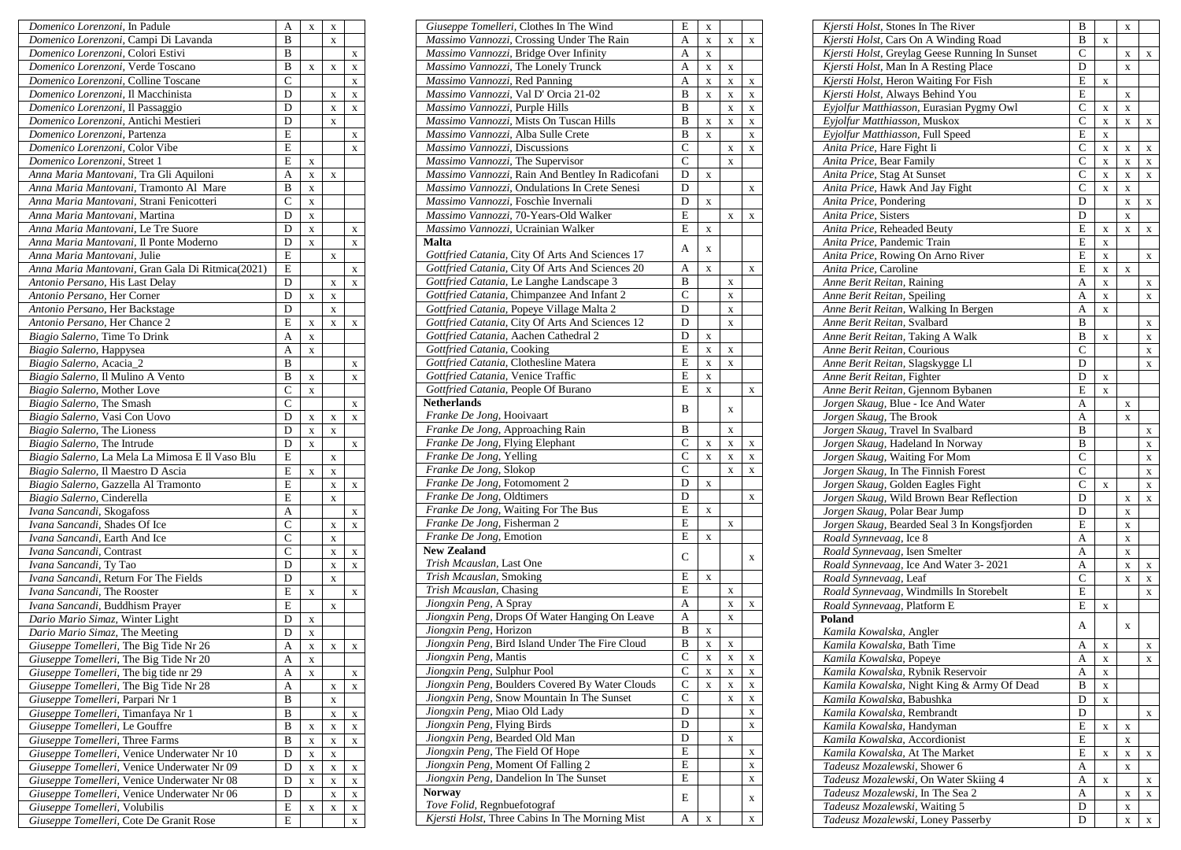| Title | Class | | | |
|---|---|---|---|---|
| *Domenico Lorenzoni,* In Padule | A | x | x | |
| *Domenico Lorenzoni,* Campi Di Lavanda | B | | x | |
| *Domenico Lorenzoni,* Colori Estivi | B | | | x |
| *Domenico Lorenzoni,* Verde Toscano | B | x | x | x |
| *Domenico Lorenzoni,* Colline Toscane | C | | | x |
| *Domenico Lorenzoni,* Il Macchinista | D | | x | x |
| *Domenico Lorenzoni,* Il Passaggio | D | | x | x |
| *Domenico Lorenzoni,* Antichi Mestieri | D | | x | |
| *Domenico Lorenzoni,* Partenza | E | | | x |
| *Domenico Lorenzoni,* Color Vibe | E | | | x |
| *Domenico Lorenzoni,* Street 1 | E | x | | |
| *Anna Maria Mantovani,* Tra Gli Aquiloni | A | x | x | |
| *Anna Maria Mantovani,* Tramonto Al Mare | B | x | | |
| *Anna Maria Mantovani,* Strani Fenicotteri | C | x | | |
| *Anna Maria Mantovani,* Martina | D | x | | |
| *Anna Maria Mantovani,* Le Tre Suore | D | x | | x |
| *Anna Maria Mantovani,* Il Ponte Moderno | D | x | | x |
| *Anna Maria Mantovani,* Julie | E | | x | |
| *Anna Maria Mantovani,* Gran Gala Di Ritmica(2021) | E | | | x |
| *Antonio Persano,* His Last Delay | D | | x | x |
| *Antonio Persano,* Her Corner | D | x | x | |
| *Antonio Persano,* Her Backstage | D | | x | |
| *Antonio Persano,* Her Chance 2 | E | x | x | x |
| *Biagio Salerno,* Time To Drink | A | x | | |
| *Biagio Salerno,* Happysea | A | x | | |
| *Biagio Salerno,* Acacia_2 | B | | | x |
| *Biagio Salerno,* Il Mulino A Vento | B | x | | x |
| *Biagio Salerno,* Mother Love | C | x | | |
| *Biagio Salerno,* The Smash | C | | | x |
| *Biagio Salerno,* Vasi Con Uovo | D | x | x | x |
| *Biagio Salerno,* The Lioness | D | x | x | |
| *Biagio Salerno,* The Intrude | D | x | | x |
| *Biagio Salerno,* La Mela La Mimosa E Il Vaso Blu | E | | x | |
| *Biagio Salerno,* Il Maestro D Ascia | E | x | x | |
| *Biagio Salerno,* Gazzella Al Tramonto | E | | x | x |
| *Biagio Salerno,* Cinderella | E | | x | |
| *Ivana Sancandi,* Skogafoss | A | | | x |
| *Ivana Sancandi,* Shades Of Ice | C | | x | x |
| *Ivana Sancandi,* Earth And Ice | C | | x | |
| *Ivana Sancandi,* Contrast | C | | x | x |
| *Ivana Sancandi,* Ty Tao | D | | x | x |
| *Ivana Sancandi,* Return For The Fields | D | | x | |
| *Ivana Sancandi,* The Rooster | E | x | | x |
| *Ivana Sancandi,* Buddhism Prayer | E | | x | |
| *Dario Mario Simaz,* Winter Light | D | x | | |
| *Dario Mario Simaz,* The Meeting | D | x | | |
| *Giuseppe Tomelleri,* The Big Tide Nr 26 | A | x | x | x |
| *Giuseppe Tomelleri,* The Big Tide Nr 20 | A | x | | |
| *Giuseppe Tomelleri,* The big tide nr 29 | A | x | | x |
| *Giuseppe Tomelleri,* The Big Tide Nr 28 | A | | x | x |
| *Giuseppe Tomelleri,* Parpari Nr 1 | B | | x | |
| *Giuseppe Tomelleri,* Timanfaya Nr 1 | B | | x | x |
| *Giuseppe Tomelleri,* Le Gouffre | B | x | x | x |
| *Giuseppe Tomelleri,* Three Farms | B | x | x | x |
| *Giuseppe Tomelleri,* Venice Underwater Nr 10 | D | x | x | |
| *Giuseppe Tomelleri,* Venice Underwater Nr 09 | D | x | x | x |
| *Giuseppe Tomelleri,* Venice Underwater Nr 08 | D | x | x | x |
| *Giuseppe Tomelleri,* Venice Underwater Nr 06 | D | | x | x |
| *Giuseppe Tomelleri,* Volubilis | E | x | x | x |
| *Giuseppe Tomelleri,* Cote De Granit Rose | E | | | x |
| *Giuseppe Tomelleri,* Clothes In The Wind | E | x | | |
| *Massimo Vannozzi,* Crossing Under The Rain | A | x | x | x |
| *Massimo Vannozzi,* Bridge Over Infinity | A | x | | |
| *Massimo Vannozzi,* The Lonely Trunck | A | x | x | |
| *Massimo Vannozzi,* Red Panning | A | x | x | x |
| *Massimo Vannozzi,* Val D' Orcia 21-02 | B | x | x | x |
| *Massimo Vannozzi,* Purple Hills | B | | x | x |
| *Massimo Vannozzi,* Mists On Tuscan Hills | B | x | x | x |
| *Massimo Vannozzi,* Alba Sulle Crete | B | x | | x |
| *Massimo Vannozzi,* Discussions | C | | x | x |
| *Massimo Vannozzi,* The Supervisor | C | | x | |
| *Massimo Vannozzi,* Rain And Bentley In Radicofani | D | x | | |
| *Massimo Vannozzi,* Ondulations In Crete Senesi | D | | | x |
| *Massimo Vannozzi,* Foschie Invernali | D | x | | |
| *Massimo Vannozzi,* 70-Years-Old Walker | E | | x | x |
| *Massimo Vannozzi,* Ucrainian Walker | E | x | | |
| **Malta** | | | | |
| *Gottfried Catania,* City Of Arts And Sciences 17 | A | x | | |
| *Gottfried Catania,* City Of Arts And Sciences 20 | A | x | | x |
| *Gottfried Catania,* Le Langhe Landscape 3 | B | | x | |
| *Gottfried Catania,* Chimpanzee And Infant 2 | C | | x | |
| *Gottfried Catania,* Popeye Village Malta 2 | D | | x | |
| *Gottfried Catania,* City Of Arts And Sciences 12 | D | | x | |
| *Gottfried Catania,* Aachen Cathedral 2 | D | x | | |
| *Gottfried Catania,* Cooking | E | x | x | |
| *Gottfried Catania,* Clothesline Matera | E | x | x | |
| *Gottfried Catania,* Venice Traffic | E | x | | |
| *Gottfried Catania,* People Of Burano | E | x | | x |
| **Netherlands** | | | | |
| *Franke De Jong,* Hooivaart | B | | x | |
| *Franke De Jong,* Approaching Rain | B | | x | |
| *Franke De Jong,* Flying Elephant | C | x | x | x |
| *Franke De Jong,* Yelling | C | x | x | x |
| *Franke De Jong,* Slokop | C | | x | x |
| *Franke De Jong,* Fotomoment 2 | D | x | | |
| *Franke De Jong,* Oldtimers | D | | | x |
| *Franke De Jong,* Waiting For The Bus | E | x | | |
| *Franke De Jong,* Fisherman 2 | E | | x | |
| *Franke De Jong,* Emotion | E | x | | |
| **New Zealand** | | | | |
| *Trish Mcauslan,* Last One | C | | | x |
| *Trish Mcauslan,* Smoking | E | x | | |
| *Trish Mcauslan,* Chasing | E | | x | |
| *Jiongxin Peng,* A Spray | A | | x | x |
| *Jiongxin Peng,* Drops Of Water Hanging On Leave | A | | x | |
| *Jiongxin Peng,* Horizon | B | x | | |
| *Jiongxin Peng,* Bird Island Under The Fire Cloud | B | x | x | |
| *Jiongxin Peng,* Mantis | C | x | x | x |
| *Jiongxin Peng,* Sulphur Pool | C | x | x | x |
| *Jiongxin Peng,* Boulders Covered By Water Clouds | C | x | x | x |
| *Jiongxin Peng,* Snow Mountain In The Sunset | C | | x | x |
| *Jiongxin Peng,* Miao Old Lady | D | | | x |
| *Jiongxin Peng,* Flying Birds | D | | | x |
| *Jiongxin Peng,* Bearded Old Man | D | | x | |
| *Jiongxin Peng,* The Field Of Hope | E | | | x |
| *Jiongxin Peng,* Moment Of Falling 2 | E | | | x |
| *Jiongxin Peng,* Dandelion In The Sunset | E | | | x |
| **Norway** | | | | |
| *Tove Folid,* Regnbuefotograf | E | | | x |
| *Kjersti Holst,* Three Cabins In The Morning Mist | A | x | | x |
| *Kjersti Holst,* Stones In The River | B | | x | |
| *Kjersti Holst,* Cars On A Winding Road | B | x | | |
| *Kjersti Holst,* Greylag Geese Running In Sunset | C | | x | x |
| *Kjersti Holst,* Man In A Resting Place | D | | x | |
| *Kjersti Holst,* Heron Waiting For Fish | E | x | | |
| *Kjersti Holst,* Always Behind You | E | | x | |
| *Eyjolfur Matthiasson,* Eurasian Pygmy Owl | C | x | x | |
| *Eyjolfur Matthiasson,* Muskox | C | x | x | x |
| *Eyjolfur Matthiasson,* Full Speed | E | x | | |
| *Anita Price,* Hare Fight Ii | C | x | x | x |
| *Anita Price,* Bear Family | C | x | x | x |
| *Anita Price,* Stag At Sunset | C | x | x | x |
| *Anita Price,* Hawk And Jay Fight | C | x | x | |
| *Anita Price,* Pondering | D | | x | x |
| *Anita Price,* Sisters | D | | x | |
| *Anita Price,* Reheaded Beuty | E | x | x | x |
| *Anita Price,* Pandemic Train | E | x | | |
| *Anita Price,* Rowing On Arno River | E | x | | x |
| *Anita Price,* Caroline | E | x | x | |
| *Anne Berit Reitan,* Raining | A | x | | x |
| *Anne Berit Reitan,* Speiling | A | x | | x |
| *Anne Berit Reitan,* Walking In Bergen | A | x | | |
| *Anne Berit Reitan,* Svalbard | B | | | x |
| *Anne Berit Reitan,* Taking A Walk | B | x | | x |
| *Anne Berit Reitan,* Courious | C | | | x |
| *Anne Berit Reitan,* Slagskygge Ll | D | | | x |
| *Anne Berit Reitan,* Fighter | D | x | | |
| *Anne Berit Reitan,* Gjennom Bybanen | E | x | | |
| *Jorgen Skaug,* Blue - Ice And Water | A | | x | |
| *Jorgen Skaug,* The Brook | A | | x | |
| *Jorgen Skaug,* Travel In Svalbard | B | | | x |
| *Jorgen Skaug,* Hadeland In Norway | B | | | x |
| *Jorgen Skaug,* Waiting For Mom | C | | | x |
| *Jorgen Skaug,* In The Finnish Forest | C | | | x |
| *Jorgen Skaug,* Golden Eagles Fight | C | x | | x |
| *Jorgen Skaug,* Wild Brown Bear Reflection | D | | x | x |
| *Jorgen Skaug,* Polar Bear Jump | D | | x | |
| *Jorgen Skaug,* Bearded Seal 3 In Kongsfjorden | E | | x | |
| *Roald Synnevaag,* Ice 8 | A | | x | |
| *Roald Synnevaag,* Isen Smelter | A | | x | |
| *Roald Synnevaag,* Ice And Water 3- 2021 | A | | x | x |
| *Roald Synnevaag,* Leaf | C | | x | x |
| *Roald Synnevaag,* Windmills In Storebelt | E | | | x |
| *Roald Synnevaag,* Platform E | E | x | | |
| **Poland** | | | | |
| *Kamila Kowalska,* Angler | A | | x | |
| *Kamila Kowalska,* Bath Time | A | x | | x |
| *Kamila Kowalska,* Popeye | A | x | | x |
| *Kamila Kowalska,* Rybnik Reservoir | A | x | | |
| *Kamila Kowalska,* Night King & Army Of Dead | B | x | | |
| *Kamila Kowalska,* Babushka | D | x | | |
| *Kamila Kowalska,* Rembrandt | D | | | x |
| *Kamila Kowalska,* Handyman | E | x | x | |
| *Kamila Kowalska,* Accordionist | E | | x | |
| *Kamila Kowalska,* At The Market | E | x | x | x |
| *Tadeusz Mozalewski,* Shower 6 | A | | x | |
| *Tadeusz Mozalewski,* On Water Skiing 4 | A | x | | x |
| *Tadeusz Mozalewski,* In The Sea 2 | A | | x | x |
| *Tadeusz Mozalewski,* Waiting 5 | D | | x | |
| *Tadeusz Mozalewski,* Loney Passerby | D | | x | x |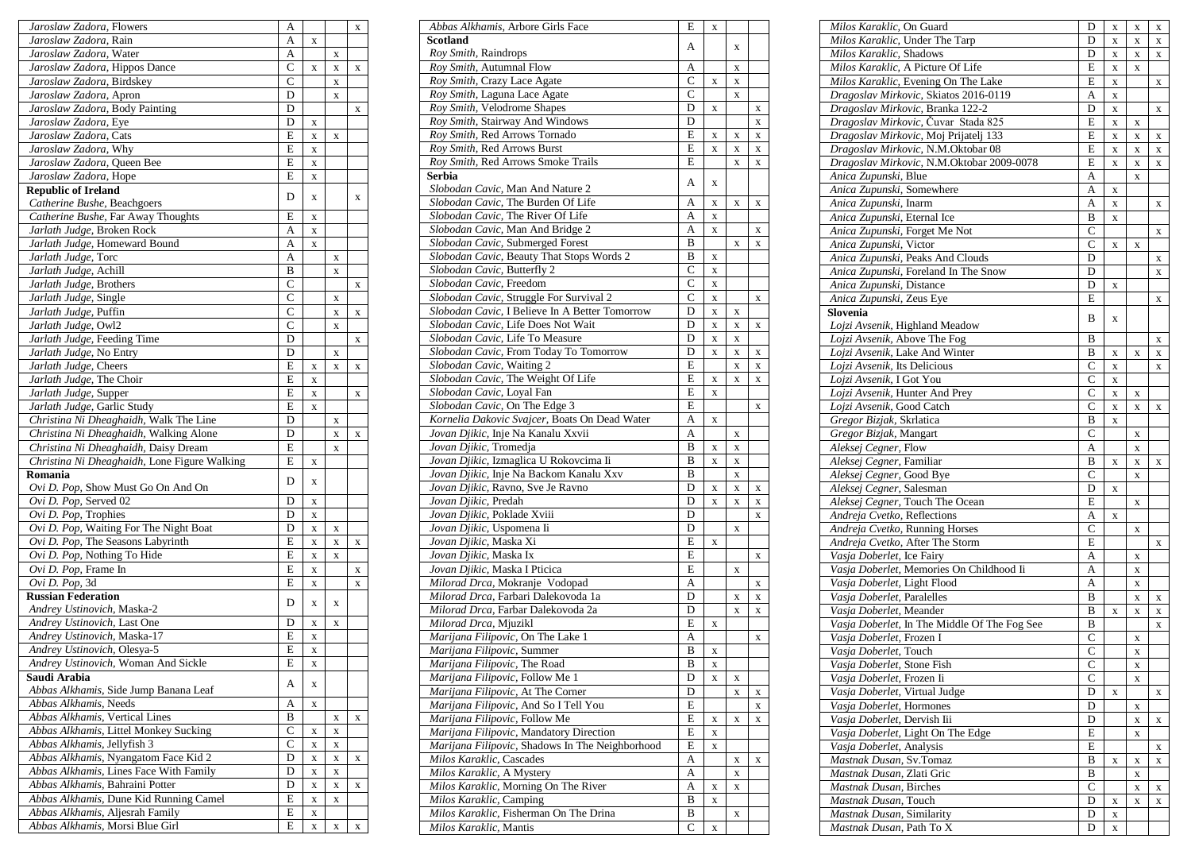| | | | | |
|---|---|---|---|---|
| *Jaroslaw Zadora,* Flowers | A | | | x |
| *Jaroslaw Zadora,* Rain | A | x | | |
| *Jaroslaw Zadora,* Water | A | | x | |
| *Jaroslaw Zadora,* Hippos Dance | C | x | x | x |
| *Jaroslaw Zadora,* Birdskey | C | | x | |
| *Jaroslaw Zadora,* Apron | D | | x | |
| *Jaroslaw Zadora,* Body Painting | D | | | x |
| *Jaroslaw Zadora,* Eye | D | x | | |
| *Jaroslaw Zadora,* Cats | E | x | x | |
| *Jaroslaw Zadora,* Why | E | x | | |
| *Jaroslaw Zadora,* Queen Bee | E | x | | |
| *Jaroslaw Zadora,* Hope | E | x | | |
| **Republic of Ireland** *Catherine Bushe,* Beachgoers | D | x | | x |
| *Catherine Bushe,* Far Away Thoughts | E | x | | |
| *Jarlath Judge,* Broken Rock | A | x | | |
| *Jarlath Judge,* Homeward Bound | A | x | | |
| *Jarlath Judge,* Torc | A | | x | |
| *Jarlath Judge,* Achill | B | | x | |
| *Jarlath Judge,* Brothers | C | | | x |
| *Jarlath Judge,* Single | C | | x | |
| *Jarlath Judge,* Puffin | C | | x | x |
| *Jarlath Judge,* Owl2 | C | | x | |
| *Jarlath Judge,* Feeding Time | D | | | x |
| *Jarlath Judge,* No Entry | D | | x | |
| *Jarlath Judge,* Cheers | E | x | x | x |
| *Jarlath Judge,* The Choir | E | x | | |
| *Jarlath Judge,* Supper | E | x | | x |
| *Jarlath Judge,* Garlic Study | E | x | | |
| *Christina Ni Dheaghaidh,* Walk The Line | D | | x | |
| *Christina Ni Dheaghaidh,* Walking Alone | D | | x | x |
| *Christina Ni Dheaghaidh,* Daisy Dream | E | | x | |
| *Christina Ni Dheaghaidh,* Lone Figure Walking | E | x | | |
| **Romania** *Ovi D. Pop,* Show Must Go On And On | D | x | | |
| *Ovi D. Pop,* Served 02 | D | x | | |
| *Ovi D. Pop,* Trophies | D | x | | |
| *Ovi D. Pop,* Waiting For The Night Boat | D | x | x | |
| *Ovi D. Pop,* The Seasons Labyrinth | E | x | x | x |
| *Ovi D. Pop,* Nothing To Hide | E | x | x | |
| *Ovi D. Pop,* Frame In | E | x | | x |
| *Ovi D. Pop,* 3d | E | x | | x |
| **Russian Federation** *Andrey Ustinovich,* Maska-2 | D | x | x | |
| *Andrey Ustinovich,* Last One | D | x | x | |
| *Andrey Ustinovich,* Maska-17 | E | x | | |
| *Andrey Ustinovich,* Olesya-5 | E | x | | |
| *Andrey Ustinovich,* Woman And Sickle | E | x | | |
| **Saudi Arabia** *Abbas Alkhamis,* Side Jump Banana Leaf | A | x | | |
| *Abbas Alkhamis,* Needs | A | x | | |
| *Abbas Alkhamis,* Vertical Lines | B | | x | x |
| *Abbas Alkhamis,* Littel Monkey Sucking | C | x | x | |
| *Abbas Alkhamis,* Jellyfish 3 | C | x | x | |
| *Abbas Alkhamis,* Nyangatom Face Kid 2 | D | x | x | x |
| *Abbas Alkhamis,* Lines Face With Family | D | x | x | |
| *Abbas Alkhamis,* Bahraini Potter | D | x | x | x |
| *Abbas Alkhamis,* Dune Kid Running Camel | E | x | x | |
| *Abbas Alkhamis,* Aljesrah Family | E | x | | |
| *Abbas Alkhamis,* Morsi Blue Girl | E | x | x | x |
| *Abbas Alkhamis,* Arbore Girls Face | E | x | | |
| **Scotland** *Roy Smith,* Raindrops | A | | x | |
| *Roy Smith,* Autumnal Flow | A | | x | |
| *Roy Smith,* Crazy Lace Agate | C | x | x | |
| *Roy Smith,* Laguna Lace Agate | C | | x | |
| *Roy Smith,* Velodrome Shapes | D | x | | x |
| *Roy Smith,* Stairway And Windows | D | | | x |
| *Roy Smith,* Red Arrows Tornado | E | x | x | x |
| *Roy Smith,* Red Arrows Burst | E | x | x | x |
| *Roy Smith,* Red Arrows Smoke Trails | E | | x | x |
| **Serbia** *Slobodan Cavic,* Man And Nature 2 | A | x | | |
| *Slobodan Cavic,* The Burden Of Life | A | x | x | x |
| *Slobodan Cavic,* The River Of Life | A | x | | |
| *Slobodan Cavic,* Man And Bridge 2 | A | x | | x |
| *Slobodan Cavic,* Submerged Forest | B | | x | x |
| *Slobodan Cavic,* Beauty That Stops Words 2 | B | x | | |
| *Slobodan Cavic,* Butterfly 2 | C | x | | |
| *Slobodan Cavic,* Freedom | C | x | | |
| *Slobodan Cavic,* Struggle For Survival 2 | C | x | | x |
| *Slobodan Cavic,* I Believe In A Better Tomorrow | D | x | x | |
| *Slobodan Cavic,* Life Does Not Wait | D | x | x | x |
| *Slobodan Cavic,* Life To Measure | D | x | x | |
| *Slobodan Cavic,* From Today To Tomorrow | D | x | x | x |
| *Slobodan Cavic,* Waiting 2 | E | | x | x |
| *Slobodan Cavic,* The Weight Of Life | E | x | x | x |
| *Slobodan Cavic,* Loyal Fan | E | x | | |
| *Slobodan Cavic,* On The Edge 3 | E | | | x |
| *Kornelia Dakovic Svajcer,* Boats On Dead Water | A | x | | |
| *Jovan Djikic,* Inje Na Kanalu Xxvii | A | | x | |
| *Jovan Djikic,* Tromedja | B | x | x | |
| *Jovan Djikic,* Izmaglica U Rokovcima Ii | B | x | x | |
| *Jovan Djikic,* Inje Na Backom Kanalu Xxv | B | | x | |
| *Jovan Djikic,* Ravno, Sve Je Ravno | D | x | x | x |
| *Jovan Djikic,* Predah | D | x | x | x |
| *Jovan Djikic,* Poklade Xviii | D | | | x |
| *Jovan Djikic,* Uspomena Ii | D | | x | |
| *Jovan Djikic,* Maska Xi | E | x | | |
| *Jovan Djikic,* Maska Ix | E | | | x |
| *Jovan Djikic,* Maska I Pticica | E | | x | |
| *Milorad Drca,* Mokranje Vodopad | A | | | x |
| *Milorad Drca,* Farbari Dalekovoda 1a | D | | x | x |
| *Milorad Drca,* Farbar Dalekovoda 2a | D | | x | x |
| *Milorad Drca,* Mjuzikl | E | x | | |
| *Marijana Filipovic,* On The Lake 1 | A | | | x |
| *Marijana Filipovic,* Summer | B | x | | |
| *Marijana Filipovic,* The Road | B | x | | |
| *Marijana Filipovic,* Follow Me 1 | D | x | x | |
| *Marijana Filipovic,* At The Corner | D | | x | x |
| *Marijana Filipovic,* And So I Tell You | E | | | x |
| *Marijana Filipovic,* Follow Me | E | x | x | x |
| *Marijana Filipovic,* Mandatory Direction | E | x | | |
| *Marijana Filipovic,* Shadows In The Neighborhood | E | x | | |
| *Milos Karaklic,* Cascades | A | | x | x |
| *Milos Karaklic,* A Mystery | A | | x | |
| *Milos Karaklic,* Morning On The River | A | x | x | |
| *Milos Karaklic,* Camping | B | x | | |
| *Milos Karaklic,* Fisherman On The Drina | B | | x | |
| *Milos Karaklic,* Mantis | C | x | | |
| *Milos Karaklic,* On Guard | D | x | x | x |
| *Milos Karaklic,* Under The Tarp | D | x | x | x |
| *Milos Karaklic,* Shadows | D | x | x | x |
| *Milos Karaklic,* A Picture Of Life | E | x | x | |
| *Milos Karaklic,* Evening On The Lake | E | x | | x |
| *Dragoslav Mirkovic,* Skiatos 2016-0119 | A | x | | |
| *Dragoslav Mirkovic,* Branka 122-2 | D | x | | x |
| *Dragoslav Mirkovic,* Čuvar Stada 825 | E | x | x | |
| *Dragoslav Mirkovic,* Moj Prijatelj 133 | E | x | x | x |
| *Dragoslav Mirkovic,* N.M.Oktobar 08 | E | x | x | x |
| *Dragoslav Mirkovic,* N.M.Oktobar 2009-0078 | E | x | x | x |
| *Anica Zupunski,* Blue | A | | x | |
| *Anica Zupunski,* Somewhere | A | x | | |
| *Anica Zupunski,* Inarm | A | x | | x |
| *Anica Zupunski,* Eternal Ice | B | x | | |
| *Anica Zupunski,* Forget Me Not | C | | | x |
| *Anica Zupunski,* Victor | C | x | x | |
| *Anica Zupunski,* Peaks And Clouds | D | | | x |
| *Anica Zupunski,* Foreland In The Snow | D | | | x |
| *Anica Zupunski,* Distance | D | x | | |
| *Anica Zupunski,* Zeus Eye | E | | | x |
| **Slovenia** *Lojzi Avsenik,* Highland Meadow | B | x | | |
| *Lojzi Avsenik,* Above The Fog | B | | | x |
| *Lojzi Avsenik,* Lake And Winter | B | x | x | x |
| *Lojzi Avsenik,* Its Delicious | C | x | | x |
| *Lojzi Avsenik,* I Got You | C | x | | |
| *Lojzi Avsenik,* Hunter And Prey | C | x | x | |
| *Lojzi Avsenik,* Good Catch | C | x | x | x |
| *Gregor Bizjak,* Skrlatica | B | x | | |
| *Gregor Bizjak,* Mangart | C | | x | |
| *Aleksej Cegner,* Flow | A | | x | |
| *Aleksej Cegner,* Familiar | B | x | x | x |
| *Aleksej Cegner,* Good Bye | C | | x | |
| *Aleksej Cegner,* Salesman | D | x | | |
| *Aleksej Cegner,* Touch The Ocean | E | | x | |
| *Andreja Cvetko,* Reflections | A | x | | |
| *Andreja Cvetko,* Running Horses | C | | x | |
| *Andreja Cvetko,* After The Storm | E | | | x |
| *Vasja Doberlet,* Ice Fairy | A | | x | |
| *Vasja Doberlet,* Memories On Childhood Ii | A | | x | |
| *Vasja Doberlet,* Light Flood | A | | x | |
| *Vasja Doberlet,* Paralelles | B | | x | x |
| *Vasja Doberlet,* Meander | B | x | x | x |
| *Vasja Doberlet,* In The Middle Of The Fog See | B | | | x |
| *Vasja Doberlet,* Frozen I | C | | x | |
| *Vasja Doberlet,* Touch | C | | x | |
| *Vasja Doberlet,* Stone Fish | C | | x | |
| *Vasja Doberlet,* Frozen Ii | C | | x | |
| *Vasja Doberlet,* Virtual Judge | D | x | | x |
| *Vasja Doberlet,* Hormones | D | | x | |
| *Vasja Doberlet,* Dervish Iii | D | | x | x |
| *Vasja Doberlet,* Light On The Edge | E | | x | |
| *Vasja Doberlet,* Analysis | E | | | x |
| *Mastnak Dusan,* Sv.Tomaz | B | x | x | x |
| *Mastnak Dusan,* Zlati Gric | B | | x | |
| *Mastnak Dusan,* Birches | C | | x | x |
| *Mastnak Dusan,* Touch | D | x | x | x |
| *Mastnak Dusan,* Similarity | D | x | | |
| *Mastnak Dusan,* Path To X | D | x | | |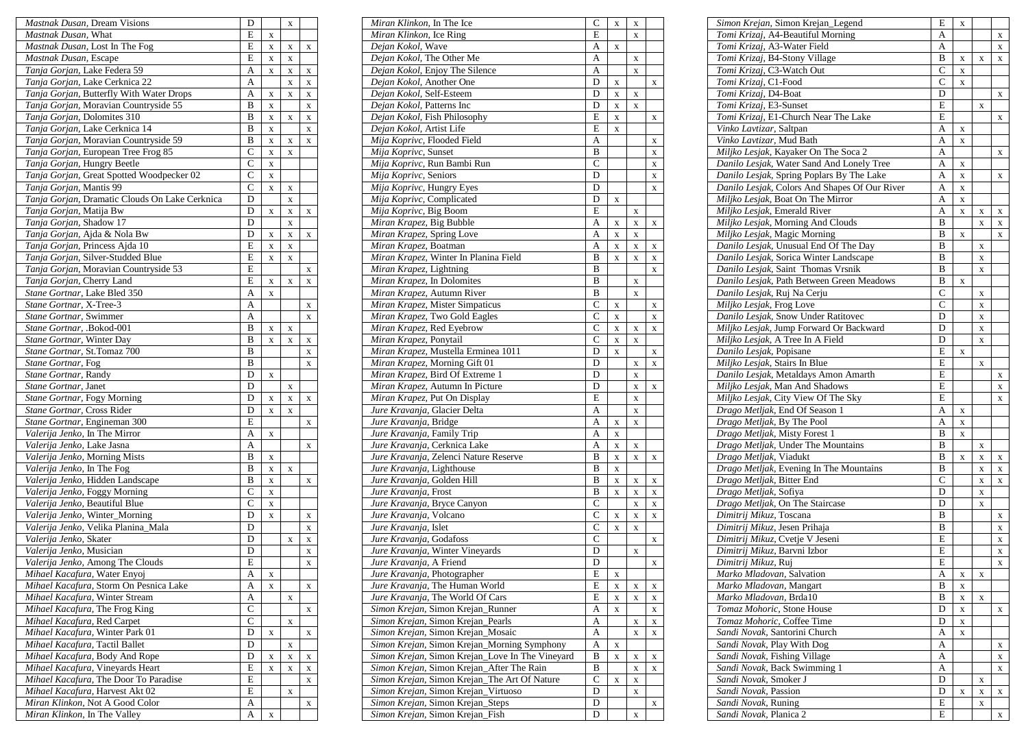| | | | | |
|---|---|---|---|---|
| *Mastnak Dusan*, Dream Visions | D | | x | |
| *Mastnak Dusan*, What | E | x | | |
| *Mastnak Dusan*, Lost In The Fog | E | x | x | x |
| *Mastnak Dusan*, Escape | E | x | x | |
| *Tanja Gorjan*, Lake Federa 59 | A | x | x | x |
| *Tanja Gorjan*, Lake Cerknica 22 | A | | x | x |
| *Tanja Gorjan*, Butterfly With Water Drops | A | x | x | x |
| *Tanja Gorjan*, Moravian Countryside 55 | B | x | | x |
| *Tanja Gorjan*, Dolomites 310 | B | x | x | x |
| *Tanja Gorjan*, Lake Cerknica 14 | B | x | | x |
| *Tanja Gorjan*, Moravian Countryside 59 | B | x | x | x |
| *Tanja Gorjan*, European Tree Frog 85 | C | x | x | |
| *Tanja Gorjan*, Hungry Beetle | C | x | | |
| *Tanja Gorjan*, Great Spotted Woodpecker 02 | C | x | | |
| *Tanja Gorjan*, Mantis 99 | C | x | x | |
| *Tanja Gorjan*, Dramatic Clouds On Lake Cerknica | D | | x | |
| *Tanja Gorjan*, Matija Bw | D | x | x | x |
| *Tanja Gorjan*, Shadow 17 | D | | x | |
| *Tanja Gorjan*, Ajda & Nola Bw | D | x | x | x |
| *Tanja Gorjan*, Princess Ajda 10 | E | x | x | |
| *Tanja Gorjan*, Silver-Studded Blue | E | x | x | |
| *Tanja Gorjan*, Moravian Countryside 53 | E | | | x |
| *Tanja Gorjan*, Cherry Land | E | x | x | x |
| *Stane Gortnar*, Lake Bled 350 | A | x | | |
| *Stane Gortnar*, X-Tree-3 | A | | | x |
| *Stane Gortnar*, Swimmer | A | | | x |
| *Stane Gortnar*, .Bokod-001 | B | x | x | |
| *Stane Gortnar*, Winter Day | B | x | x | x |
| *Stane Gortnar*, St.Tomaz 700 | B | | | x |
| *Stane Gortnar*, Fog | B | | | x |
| *Stane Gortnar*, Randy | D | x | | |
| *Stane Gortnar*, Janet | D | | x | |
| *Stane Gortnar*, Fogy Morning | D | x | x | x |
| *Stane Gortnar*, Cross Rider | D | x | x | |
| *Stane Gortnar*, Engineman 300 | E | | | x |
| *Valerija Jenko*, In The Mirror | A | x | | |
| *Valerija Jenko*, Lake Jasna | A | | | x |
| *Valerija Jenko*, Morning Mists | B | x | | |
| *Valerija Jenko*, In The Fog | B | x | x | |
| *Valerija Jenko*, Hidden Landscape | B | x | | x |
| *Valerija Jenko*, Foggy Morning | C | x | | |
| *Valerija Jenko*, Beautiful Blue | C | x | | |
| *Valerija Jenko*, Winter_Morning | D | x | | x |
| *Valerija Jenko*, Velika Planina_Mala | D | | | x |
| *Valerija Jenko*, Skater | D | | x | x |
| *Valerija Jenko*, Musician | D | | | x |
| *Valerija Jenko*, Among The Clouds | E | | | x |
| *Mihael Kacafura*, Water Enyoj | A | x | | |
| *Mihael Kacafura*, Storm On Pesnica Lake | A | x | | x |
| *Mihael Kacafura*, Winter Stream | A | | x | |
| *Mihael Kacafura*, The Frog King | C | | | x |
| *Mihael Kacafura*, Red Carpet | C | | x | |
| *Mihael Kacafura*, Winter Park 01 | D | x | | x |
| *Mihael Kacafura*, Tactil Ballet | D | | x | |
| *Mihael Kacafura*, Body And Rope | D | x | x | x |
| *Mihael Kacafura*, Vineyards Heart | E | x | x | x |
| *Mihael Kacafura*, The Door To Paradise | E | | | x |
| *Mihael Kacafura*, Harvest Akt 02 | E | | x | |
| *Miran Klinkon*, Not A Good Color | A | | | x |
| *Miran Klinkon*, In The Valley | A | x | | |
| *Miran Klinkon*, In The Ice | C | x | x | |
| *Miran Klinkon*, Ice Ring | E | | x | |
| *Dejan Kokol*, Wave | A | x | | |
| *Dejan Kokol*, The Other Me | A | | x | |
| *Dejan Kokol*, Enjoy The Silence | A | | x | |
| *Dejan Kokol*, Another One | D | x | | x |
| *Dejan Kokol*, Self-Esteem | D | x | x | |
| *Dejan Kokol*, Patterns Inc | D | x | x | |
| *Dejan Kokol*, Fish Philosophy | E | x | | x |
| *Dejan Kokol*, Artist Life | E | x | | |
| *Mija Koprivc*, Flooded Field | A | | | x |
| *Mija Koprivc*, Sunset | B | | | x |
| *Mija Koprivc*, Run Bambi Run | C | | | x |
| *Mija Koprivc*, Seniors | D | | | x |
| *Mija Koprivc*, Hungry Eyes | D | | | x |
| *Mija Koprivc*, Complicated | D | x | | |
| *Mija Koprivc*, Big Boom | E | | x | |
| *Miran Krapez*, Big Bubble | A | x | x | x |
| *Miran Krapez*, Spring Love | A | x | x | |
| *Miran Krapez*, Boatman | A | x | x | x |
| *Miran Krapez*, Winter In Planina Field | B | x | x | x |
| *Miran Krapez*, Lightning | B | | | x |
| *Miran Krapez*, In Dolomites | B | | x | |
| *Miran Krapez*, Autumn River | B | | x | |
| *Miran Krapez*, Mister Simpaticus | C | x | | x |
| *Miran Krapez*, Two Gold Eagles | C | x | | x |
| *Miran Krapez*, Red Eyebrow | C | x | x | x |
| *Miran Krapez*, Ponytail | C | x | x | |
| *Miran Krapez*, Mustella Erminea 1011 | D | x | | x |
| *Miran Krapez*, Morning Gift 01 | D | | x | x |
| *Miran Krapez*, Bird Of Extreme 1 | D | | x | |
| *Miran Krapez*, Autumn In Picture | D | | x | x |
| *Miran Krapez*, Put On Display | E | | x | |
| *Jure Kravanja*, Glacier Delta | A | | x | |
| *Jure Kravanja*, Bridge | A | x | x | |
| *Jure Kravanja*, Family Trip | A | x | | |
| *Jure Kravanja*, Cerknica Lake | A | x | x | |
| *Jure Kravanja*, Zelenci Nature Reserve | B | x | x | x |
| *Jure Kravanja*, Lighthouse | B | x | | |
| *Jure Kravanja*, Golden Hill | B | x | x | x |
| *Jure Kravanja*, Frost | B | x | x | x |
| *Jure Kravanja*, Bryce Canyon | C | | x | x |
| *Jure Kravanja*, Volcano | C | x | x | x |
| *Jure Kravanja*, Islet | C | x | x | |
| *Jure Kravanja*, Godafoss | C | | | x |
| *Jure Kravanja*, Winter Vineyards | D | | x | |
| *Jure Kravanja*, A Friend | D | | | x |
| *Jure Kravanja*, Photographer | E | x | | |
| *Jure Kravanja*, The Human World | E | x | x | x |
| *Jure Kravanja*, The World Of Cars | E | x | x | x |
| *Simon Krejan*, Simon Krejan_Runner | A | x | | x |
| *Simon Krejan*, Simon Krejan_Pearls | A | | x | x |
| *Simon Krejan*, Simon Krejan_Mosaic | A | | x | x |
| *Simon Krejan*, Simon Krejan_Morning Symphony | A | x | | |
| *Simon Krejan*, Simon Krejan_Love In The Vineyard | B | x | x | x |
| *Simon Krejan*, Simon Krejan_After The Rain | B | | x | x |
| *Simon Krejan*, Simon Krejan_The Art Of Nature | C | x | x | |
| *Simon Krejan*, Simon Krejan_Virtuoso | D | | x | |
| *Simon Krejan*, Simon Krejan_Steps | D | | | x |
| *Simon Krejan*, Simon Krejan_Fish | D | | x | |
| *Simon Krejan*, Simon Krejan_Legend | E | x | | |
| *Tomi Krizaj*, A4-Beautiful Morning | A | | | x |
| *Tomi Krizaj*, A3-Water Field | A | | | x |
| *Tomi Krizaj*, B4-Stony Village | B | x | x | x |
| *Tomi Krizaj*, C3-Watch Out | C | x | | |
| *Tomi Krizaj*, C1-Food | C | x | | |
| *Tomi Krizaj*, D4-Boat | D | | | x |
| *Tomi Krizaj*, E3-Sunset | E | | x | |
| *Tomi Krizaj*, E1-Church Near The Lake | E | | | x |
| *Vinko Lavtizar*, Saltpan | A | x | | |
| *Vinko Lavtizar*, Mud Bath | A | x | | |
| *Miljko Lesjak*, Kayaker On The Soca 2 | A | | | x |
| *Danilo Lesjak*, Water Sand And Lonely Tree | A | x | | |
| *Danilo Lesjak*, Spring Poplars By The Lake | A | x | | x |
| *Danilo Lesjak*, Colors And Shapes Of Our River | A | x | | |
| *Miljko Lesjak*, Boat On The Mirror | A | x | | |
| *Miljko Lesjak*, Emerald River | A | x | x | x |
| *Miljko Lesjak*, Morning And Clouds | B | | x | x |
| *Miljko Lesjak*, Magic Morning | B | x | | x |
| *Danilo Lesjak*, Unusual End Of The Day | B | | x | |
| *Danilo Lesjak*, Sorica Winter Landscape | B | | x | |
| *Danilo Lesjak*, Saint Thomas Vrsnik | B | | x | |
| *Danilo Lesjak*, Path Between Green Meadows | B | x | | |
| *Danilo Lesjak*, Ruj Na Cerju | C | | x | |
| *Miljko Lesjak*, Frog Love | C | | x | |
| *Danilo Lesjak*, Snow Under Ratitovec | D | | x | |
| *Miljko Lesjak*, Jump Forward Or Backward | D | | x | |
| *Miljko Lesjak*, A Tree In A Field | D | | x | |
| *Danilo Lesjak*, Popisane | E | x | | |
| *Miljko Lesjak*, Stairs In Blue | E | | x | |
| *Danilo Lesjak*, Metaldays Amon Amarth | E | | | x |
| *Miljko Lesjak*, Man And Shadows | E | | | x |
| *Miljko Lesjak*, City View Of The Sky | E | | | x |
| *Drago Metljak*, End Of Season 1 | A | x | | |
| *Drago Metljak*, By The Pool | A | x | | |
| *Drago Metljak*, Misty Forest 1 | B | x | | |
| *Drago Metljak*, Under The Mountains | B | | x | |
| *Drago Metljak*, Viadukt | B | x | x | x |
| *Drago Metljak*, Evening In The Mountains | B | | x | x |
| *Drago Metljak*, Bitter End | C | | x | x |
| *Drago Metljak*, Sofiya | D | | x | |
| *Drago Metljak*, On The Staircase | D | | x | |
| *Dimitrij Mikuz*, Toscana | B | | | x |
| *Dimitrij Mikuz*, Jesen Prihaja | B | | | x |
| *Dimitrij Mikuz*, Cvetje V Jeseni | E | | | x |
| *Dimitrij Mikuz*, Barvni Izbor | E | | | x |
| *Dimitrij Mikuz*, Ruj | E | | | x |
| *Marko Mladovan*, Salvation | A | x | x | |
| *Marko Mladovan*, Mangart | B | x | | |
| *Marko Mladovan*, Brda10 | B | x | x | |
| *Tomaz Mohoric*, Stone House | D | x | | x |
| *Tomaz Mohoric*, Coffee Time | D | x | | |
| *Sandi Novak*, Santorini Church | A | x | | |
| *Sandi Novak*, Play With Dog | A | | | x |
| *Sandi Novak*, Fishing Village | A | | | x |
| *Sandi Novak*, Back Swimming 1 | A | | | x |
| *Sandi Novak*, Smoker J | D | | x | |
| *Sandi Novak*, Passion | D | x | x | x |
| *Sandi Novak*, Runing | E | | x | |
| *Sandi Novak*, Planica 2 | E | | | x |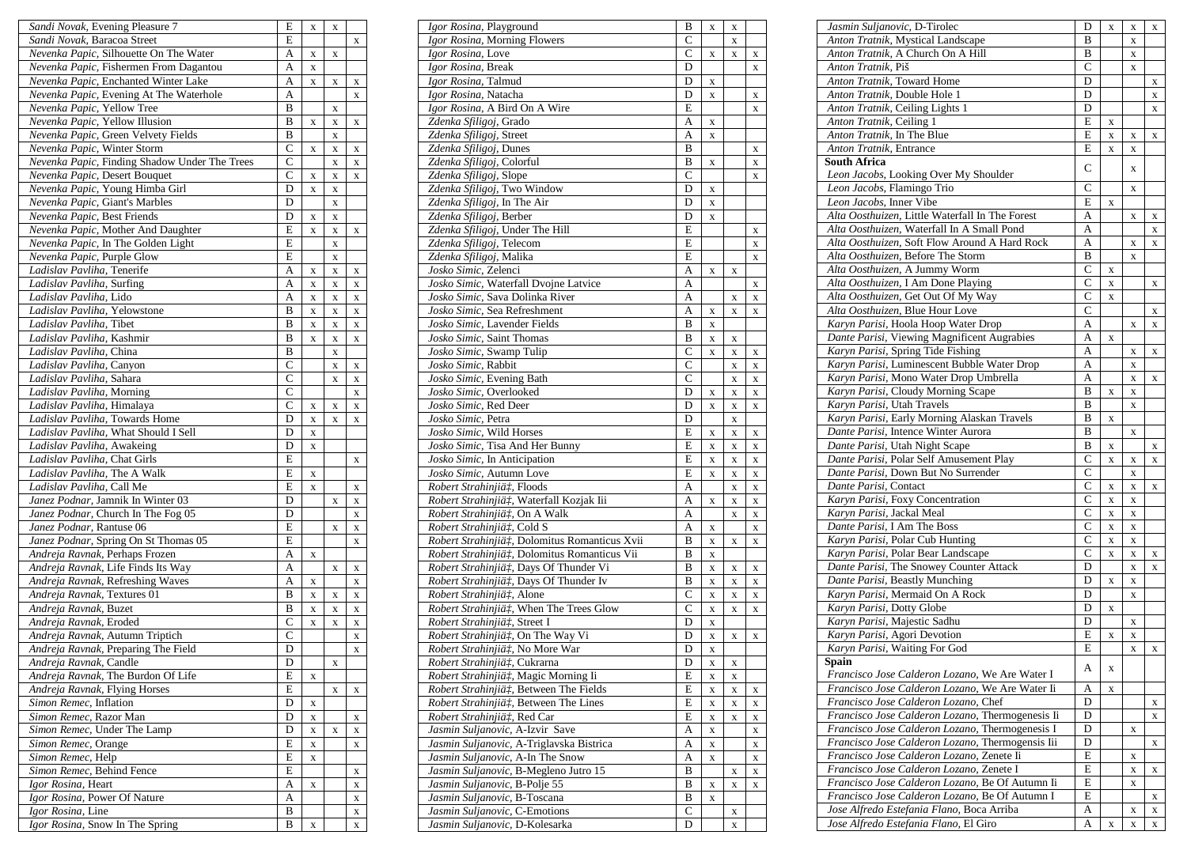| Author, Title | Grade | | | |
|---|---|---|---|---|
| *Sandi Novak,* Evening Pleasure 7 | E | x | x | |
| *Sandi Novak,* Baracoa Street | E | | | x |
| *Nevenka Papic,* Silhouette On The Water | A | x | x | |
| *Nevenka Papic,* Fishermen From Dagantou | A | x | | |
| *Nevenka Papic,* Enchanted Winter Lake | A | x | x | x |
| *Nevenka Papic,* Evening At The Waterhole | A | | | x |
| *Nevenka Papic,* Yellow Tree | B | | x | |
| *Nevenka Papic,* Yellow Illusion | B | x | x | x |
| *Nevenka Papic,* Green Velvety Fields | B | | x | |
| *Nevenka Papic,* Winter Storm | C | x | x | x |
| *Nevenka Papic,* Finding Shadow Under The Trees | C | | x | x |
| *Nevenka Papic,* Desert Bouquet | C | x | x | x |
| *Nevenka Papic,* Young Himba Girl | D | x | x | |
| *Nevenka Papic,* Giant's Marbles | D | | x | |
| *Nevenka Papic,* Best Friends | D | x | x | |
| *Nevenka Papic,* Mother And Daughter | E | x | x | x |
| *Nevenka Papic,* In The Golden Light | E | | x | |
| *Nevenka Papic,* Purple Glow | E | | x | |
| *Ladislav Pavliha,* Tenerife | A | x | x | x |
| *Ladislav Pavliha,* Surfing | A | x | x | x |
| *Ladislav Pavliha,* Lido | A | x | x | x |
| *Ladislav Pavliha,* Yelowstone | B | x | x | x |
| *Ladislav Pavliha,* Tibet | B | x | x | x |
| *Ladislav Pavliha,* Kashmir | B | x | x | x |
| *Ladislav Pavliha,* China | B | | x | |
| *Ladislav Pavliha,* Canyon | C | | x | x |
| *Ladislav Pavliha,* Sahara | C | | x | x |
| *Ladislav Pavliha,* Morning | C | | | x |
| *Ladislav Pavliha,* Himalaya | C | x | x | x |
| *Ladislav Pavliha,* Towards Home | D | x | x | x |
| *Ladislav Pavliha,* What Should I Sell | D | x | | |
| *Ladislav Pavliha,* Awakeing | D | x | | |
| *Ladislav Pavliha,* Chat Girls | E | | | x |
| *Ladislav Pavliha,* The A Walk | E | x | | |
| *Ladislav Pavliha,* Call Me | E | x | | x |
| *Janez Podnar,* Jamnik In Winter 03 | D | | x | x |
| *Janez Podnar,* Church In The Fog 05 | D | | | x |
| *Janez Podnar,* Rantuse 06 | E | | x | x |
| *Janez Podnar,* Spring On St Thomas 05 | E | | | x |
| *Andreja Ravnak,* Perhaps Frozen | A | x | | |
| *Andreja Ravnak,* Life Finds Its Way | A | | x | x |
| *Andreja Ravnak,* Refreshing Waves | A | x | | x |
| *Andreja Ravnak,* Textures 01 | B | x | x | x |
| *Andreja Ravnak,* Buzet | B | x | x | x |
| *Andreja Ravnak,* Eroded | C | x | x | x |
| *Andreja Ravnak,* Autumn Triptich | C | | | x |
| *Andreja Ravnak,* Preparing The Field | D | | | x |
| *Andreja Ravnak,* Candle | D | | x | |
| *Andreja Ravnak,* The Burdon Of Life | E | x | | |
| *Andreja Ravnak,* Flying Horses | E | | x | x |
| *Simon Remec,* Inflation | D | x | | |
| *Simon Remec,* Razor Man | D | x | | x |
| *Simon Remec,* Under The Lamp | D | x | x | x |
| *Simon Remec,* Orange | E | x | | x |
| *Simon Remec,* Help | E | x | | |
| *Simon Remec,* Behind Fence | E | | | x |
| *Igor Rosina,* Heart | A | x | | x |
| *Igor Rosina,* Power Of Nature | A | | | x |
| *Igor Rosina,* Line | B | | | x |
| *Igor Rosina,* Snow In The Spring | B | x | | x |
| *Igor Rosina,* Playground | B | x | x | |
| *Igor Rosina,* Morning Flowers | C | | x | |
| *Igor Rosina,* Love | C | x | x | x |
| *Igor Rosina,* Break | D | | | x |
| *Igor Rosina,* Talmud | D | x | | |
| *Igor Rosina,* Natacha | D | x | | x |
| *Igor Rosina,* A Bird On A Wire | E | | | x |
| *Zdenka Sfiligoj,* Grado | A | x | | |
| *Zdenka Sfiligoj,* Street | A | x | | |
| *Zdenka Sfiligoj,* Dunes | B | | | x |
| *Zdenka Sfiligoj,* Colorful | B | x | | x |
| *Zdenka Sfiligoj,* Slope | C | | | x |
| *Zdenka Sfiligoj,* Two Window | D | x | | |
| *Zdenka Sfiligoj,* In The Air | D | x | | |
| *Zdenka Sfiligoj,* Berber | D | x | | |
| *Zdenka Sfiligoj,* Under The Hill | E | | | x |
| *Zdenka Sfiligoj,* Telecom | E | | | x |
| *Zdenka Sfiligoj,* Malika | E | | | x |
| *Josko Simic,* Zelenci | A | x | x | |
| *Josko Simic,* Waterfall Dvojne Latvice | A | | | x |
| *Josko Simic,* Sava Dolinka River | A | | x | x |
| *Josko Simic,* Sea Refreshment | A | x | x | x |
| *Josko Simic,* Lavender Fields | B | x | | |
| *Josko Simic,* Saint Thomas | B | x | x | |
| *Josko Simic,* Swamp Tulip | C | x | x | x |
| *Josko Simic,* Rabbit | C | | x | x |
| *Josko Simic,* Evening Bath | C | | x | x |
| *Josko Simic,* Overlooked | D | x | x | x |
| *Josko Simic,* Red Deer | D | x | x | x |
| *Josko Simic,* Petra | D | | x | |
| *Josko Simic,* Wild Horses | E | x | x | x |
| *Josko Simic,* Tisa And Her Bunny | E | x | x | x |
| *Josko Simic,* In Anticipation | E | x | x | x |
| *Josko Simic,* Autumn Love | E | x | x | x |
| *Robert Strahinjiä‡,* Floods | A | | x | x |
| *Robert Strahinjiä‡,* Waterfall Kozjak Iii | A | x | x | x |
| *Robert Strahinjiä‡,* On A Walk | A | | x | x |
| *Robert Strahinjiä‡,* Cold S | A | x | | x |
| *Robert Strahinjiä‡,* Dolomitus Romanticus Xvii | B | x | x | x |
| *Robert Strahinjiä‡,* Dolomitus Romanticus Vii | B | x | | |
| *Robert Strahinjiä‡,* Days Of Thunder Vi | B | x | x | x |
| *Robert Strahinjiä‡,* Days Of Thunder Iv | B | x | x | x |
| *Robert Strahinjiä‡,* Alone | C | x | x | x |
| *Robert Strahinjiä‡,* When The Trees Glow | C | x | x | x |
| *Robert Strahinjiä‡,* Street I | D | x | | |
| *Robert Strahinjiä‡,* On The Way Vi | D | x | x | x |
| *Robert Strahinjiä‡,* No More War | D | x | | |
| *Robert Strahinjiä‡,* Cukrarna | D | x | x | |
| *Robert Strahinjiä‡,* Magic Morning Ii | E | x | x | |
| *Robert Strahinjiä‡,* Between The Fields | E | x | x | x |
| *Robert Strahinjiä‡,* Between The Lines | E | x | x | x |
| *Robert Strahinjiä‡,* Red Car | E | x | x | x |
| *Jasmin Suljanovic,* A-Izvir Save | A | x | | x |
| *Jasmin Suljanovic,* A-Triglavska Bistrica | A | x | | x |
| *Jasmin Suljanovic,* A-In The Snow | A | x | | x |
| *Jasmin Suljanovic,* B-Megleno Jutro 15 | B | | x | x |
| *Jasmin Suljanovic,* B-Polje 55 | B | x | x | x |
| *Jasmin Suljanovic,* B-Toscana | B | x | | |
| *Jasmin Suljanovic,* C-Emotions | C | | x | |
| *Jasmin Suljanovic,* D-Kolesarka | D | | x | |
| *Jasmin Suljanovic,* D-Tirolec | D | x | x | x |
| *Anton Tratnik,* Mystical Landscape | B | | x | |
| *Anton Tratnik,* A Church On A Hill | B | | x | |
| *Anton Tratnik,* Piš | C | | x | |
| *Anton Tratnik,* Toward Home | D | | | x |
| *Anton Tratnik,* Double Hole 1 | D | | | x |
| *Anton Tratnik,* Ceiling Lights 1 | D | | | x |
| *Anton Tratnik,* Ceiling 1 | E | x | | |
| *Anton Tratnik,* In The Blue | E | x | x | x |
| *Anton Tratnik,* Entrance | E | x | x | |
| **South Africa** *Leon Jacobs,* Looking Over My Shoulder | C | | x | |
| *Leon Jacobs,* Flamingo Trio | C | | x | |
| *Leon Jacobs,* Inner Vibe | E | x | | |
| *Alta Oosthuizen,* Little Waterfall In The Forest | A | | x | x |
| *Alta Oosthuizen,* Waterfall In A Small Pond | A | | | x |
| *Alta Oosthuizen,* Soft Flow Around A Hard Rock | A | | x | x |
| *Alta Oosthuizen,* Before The Storm | B | | x | |
| *Alta Oosthuizen,* A Jummy Worm | C | x | | |
| *Alta Oosthuizen,* I Am Done Playing | C | x | | x |
| *Alta Oosthuizen,* Get Out Of My Way | C | x | | |
| *Alta Oosthuizen,* Blue Hour Love | C | | | x |
| *Karyn Parisi,* Hoola Hoop Water Drop | A | | x | x |
| *Dante Parisi,* Viewing Magnificent Augrabies | A | x | | |
| *Karyn Parisi,* Spring Tide Fishing | A | | x | x |
| *Karyn Parisi,* Luminescent Bubble Water Drop | A | | x | |
| *Karyn Parisi,* Mono Water Drop Umbrella | A | | x | x |
| *Karyn Parisi,* Cloudy Morning Scape | B | x | x | |
| *Karyn Parisi,* Utah Travels | B | | x | |
| *Karyn Parisi,* Early Morning Alaskan Travels | B | x | | |
| *Dante Parisi,* Intence Winter Aurora | B | | x | |
| *Dante Parisi,* Utah Night Scape | B | x | | x |
| *Dante Parisi,* Polar Self Amusement Play | C | x | x | x |
| *Dante Parisi,* Down But No Surrender | C | | x | |
| *Dante Parisi,* Contact | C | x | x | x |
| *Karyn Parisi,* Foxy Concentration | C | x | x | |
| *Karyn Parisi,* Jackal Meal | C | x | x | |
| *Dante Parisi,* I Am The Boss | C | x | x | |
| *Karyn Parisi,* Polar Cub Hunting | C | x | x | |
| *Karyn Parisi,* Polar Bear Landscape | C | x | x | x |
| *Dante Parisi,* The Snowey Counter Attack | D | | x | x |
| *Dante Parisi,* Beastly Munching | D | x | x | |
| *Karyn Parisi,* Mermaid On A Rock | D | | x | |
| *Karyn Parisi,* Dotty Globe | D | x | | |
| *Karyn Parisi,* Majestic Sadhu | D | | x | |
| *Karyn Parisi,* Agori Devotion | E | x | x | |
| *Karyn Parisi,* Waiting For God | E | | x | x |
| **Spain** *Francisco Jose Calderon Lozano,* We Are Water I | A | x | | |
| *Francisco Jose Calderon Lozano,* We Are Water Ii | A | x | | |
| *Francisco Jose Calderon Lozano,* Chef | D | | | x |
| *Francisco Jose Calderon Lozano,* Thermogenesis Ii | D | | | x |
| *Francisco Jose Calderon Lozano,* Thermogenesis I | D | | x | |
| *Francisco Jose Calderon Lozano,* Thermogensis Iii | D | | | x |
| *Francisco Jose Calderon Lozano,* Zenete Ii | E | | x | |
| *Francisco Jose Calderon Lozano,* Zenete I | E | | x | x |
| *Francisco Jose Calderon Lozano,* Be Of Autumn Ii | E | | x | |
| *Francisco Jose Calderon Lozano,* Be Of Autumn I | E | | | x |
| *Jose Alfredo Estefania Flano,* Boca Arriba | A | | x | x |
| *Jose Alfredo Estefania Flano,* El Giro | A | x | x | x |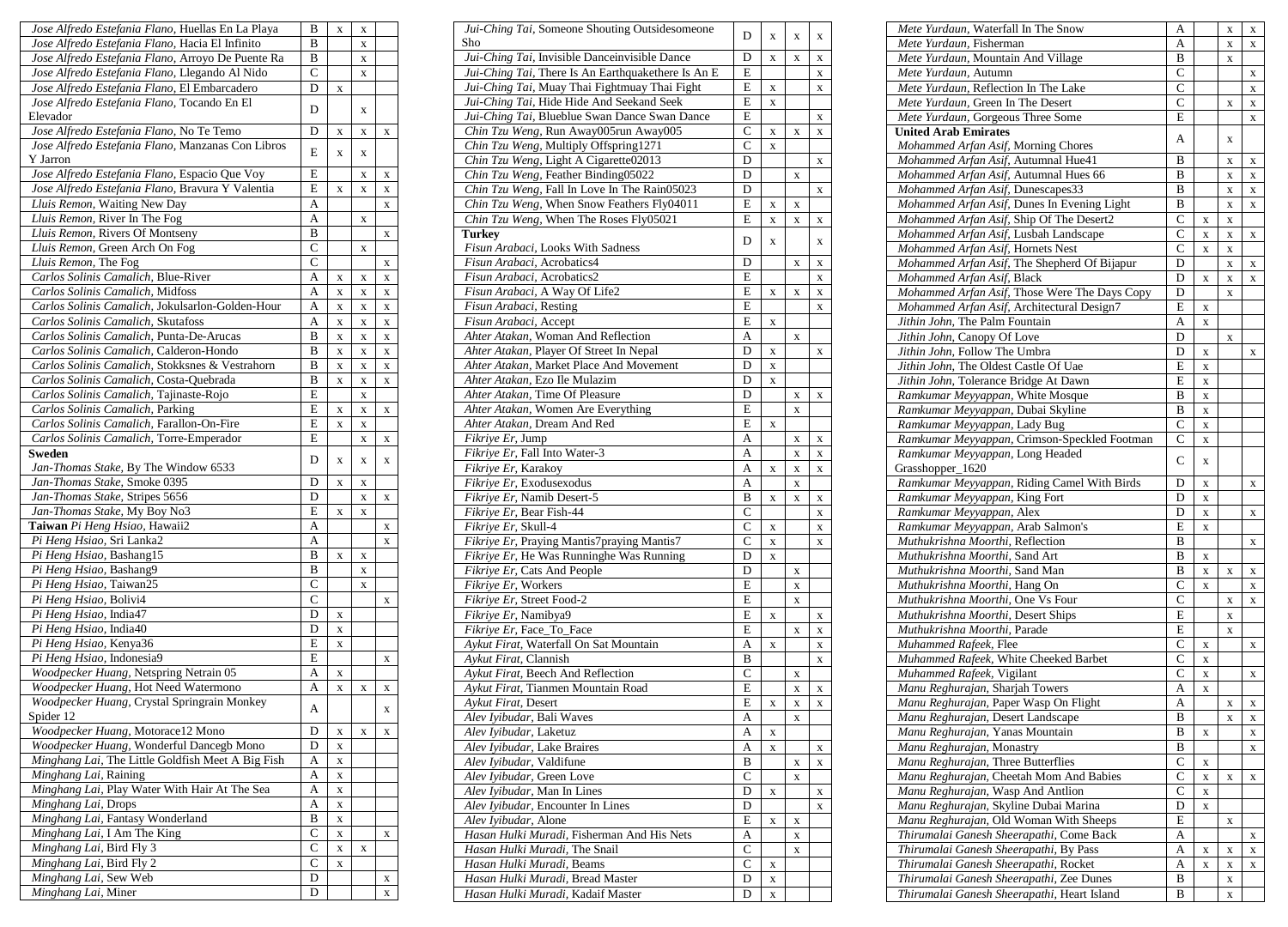| | | | | |
|---|---|---|---|---|
| *Jose Alfredo Estefania Flano*, Huellas En La Playa | B | x | x | |
| *Jose Alfredo Estefania Flano*, Hacia El Infinito | B | | x | |
| *Jose Alfredo Estefania Flano*, Arroyo De Puente Ra | B | | x | |
| *Jose Alfredo Estefania Flano*, Llegando Al Nido | C | | x | |
| *Jose Alfredo Estefania Flano*, El Embarcadero | D | x | | |
| *Jose Alfredo Estefania Flano*, Tocando En El Elevador | D | | x | |
| *Jose Alfredo Estefania Flano*, No Te Temo | D | x | x | x |
| *Jose Alfredo Estefania Flano*, Manzanas Con Libros Y Jarron | E | x | x | |
| *Jose Alfredo Estefania Flano*, Espacio Que Voy | E | | x | x |
| *Jose Alfredo Estefania Flano*, Bravura Y Valentia | E | x | x | x |
| *Lluis Remon*, Waiting New Day | A | | | x |
| *Lluis Remon*, River In The Fog | A | | x | |
| *Lluis Remon*, Rivers Of Montseny | B | | | x |
| *Lluis Remon*, Green Arch On Fog | C | | x | |
| *Lluis Remon*, The Fog | C | | | x |
| *Carlos Solinis Camalich*, Blue-River | A | x | x | x |
| *Carlos Solinis Camalich*, Midfoss | A | x | x | x |
| *Carlos Solinis Camalich*, Jokulsarlon-Golden-Hour | A | x | x | x |
| *Carlos Solinis Camalich*, Skutafoss | A | x | x | x |
| *Carlos Solinis Camalich*, Punta-De-Arucas | B | x | x | x |
| *Carlos Solinis Camalich*, Calderon-Hondo | B | x | x | x |
| *Carlos Solinis Camalich*, Stokksnes & Vestrahorn | B | x | x | x |
| *Carlos Solinis Camalich*, Costa-Quebrada | B | x | x | x |
| *Carlos Solinis Camalich*, Tajinaste-Rojo | E | | x | |
| *Carlos Solinis Camalich*, Parking | E | x | x | x |
| *Carlos Solinis Camalich*, Farallon-On-Fire | E | x | x | |
| *Carlos Solinis Camalich*, Torre-Emperador | E | | x | x |
| **Sweden** *Jan-Thomas Stake*, By The Window 6533 | D | x | x | x |
| *Jan-Thomas Stake*, Smoke 0395 | D | x | x | |
| *Jan-Thomas Stake*, Stripes 5656 | D | | x | x |
| *Jan-Thomas Stake*, My Boy No3 | E | x | x | |
| **Taiwan** *Pi Heng Hsiao*, Hawaii2 | A | | | x |
| *Pi Heng Hsiao*, Sri Lanka2 | A | | | x |
| *Pi Heng Hsiao*, Bashang15 | B | x | x | |
| *Pi Heng Hsiao*, Bashang9 | B | | x | |
| *Pi Heng Hsiao*, Taiwan25 | C | | x | |
| *Pi Heng Hsiao*, Bolivi4 | C | | | x |
| *Pi Heng Hsiao*, India47 | D | x | | |
| *Pi Heng Hsiao*, India40 | D | x | | |
| *Pi Heng Hsiao*, Kenya36 | E | x | | |
| *Pi Heng Hsiao*, Indonesia9 | E | | | x |
| *Woodpecker Huang*, Netspring Netrain 05 | A | x | | |
| *Woodpecker Huang*, Hot Need Watermono | A | x | x | x |
| *Woodpecker Huang*, Crystal Springrain Monkey Spider 12 | A | | | x |
| *Woodpecker Huang*, Motorace12 Mono | D | x | x | x |
| *Woodpecker Huang*, Wonderful Dancegb Mono | D | x | | |
| *Minghang Lai*, The Little Goldfish Meet A Big Fish | A | x | | |
| *Minghang Lai*, Raining | A | x | | |
| *Minghang Lai*, Play Water With Hair At The Sea | A | x | | |
| *Minghang Lai*, Drops | A | x | | |
| *Minghang Lai*, Fantasy Wonderland | B | x | | |
| *Minghang Lai*, I Am The King | C | x | | x |
| *Minghang Lai*, Bird Fly 3 | C | x | x | |
| *Minghang Lai*, Bird Fly 2 | C | x | | |
| *Minghang Lai*, Sew Web | D | | | x |
| *Minghang Lai*, Miner | D | | | x |
| *Jui-Ching Tai*, Someone Shouting Outsidesomeone Sho | D | x | x | x |
| *Jui-Ching Tai*, Invisible Danceinvisible Dance | D | x | x | x |
| *Jui-Ching Tai*, There Is An Earthquakethere Is An E | E | | | x |
| *Jui-Ching Tai*, Muay Thai Fightmuay Thai Fight | E | x | | x |
| *Jui-Ching Tai*, Hide Hide And Seekand Seek | E | x | | |
| *Jui-Ching Tai*, Blueblue Swan Dance Swan Dance | E | | | x |
| *Chin Tzu Weng*, Run Away005run Away005 | C | x | x | x |
| *Chin Tzu Weng*, Multiply Offspring1271 | C | x | | |
| *Chin Tzu Weng*, Light A Cigarette02013 | D | | | x |
| *Chin Tzu Weng*, Feather Binding05022 | D | | x | |
| *Chin Tzu Weng*, Fall In Love In The Rain05023 | D | | | x |
| *Chin Tzu Weng*, When Snow Feathers Fly04011 | E | x | x | |
| *Chin Tzu Weng*, When The Roses Fly05021 | E | x | x | x |
| **Turkey** *Fisun Arabaci*, Looks With Sadness | D | x | | x |
| *Fisun Arabaci*, Acrobatics4 | D | | x | x |
| *Fisun Arabaci*, Acrobatics2 | E | | | x |
| *Fisun Arabaci*, A Way Of Life2 | E | x | x | x |
| *Fisun Arabaci*, Resting | E | | | x |
| *Fisun Arabaci*, Accept | E | x | | |
| *Ahter Atakan*, Woman And Reflection | A | | x | |
| *Ahter Atakan*, Player Of Street In Nepal | D | x | | x |
| *Ahter Atakan*, Market Place And Movement | D | x | | |
| *Ahter Atakan*, Ezo Ile Mulazim | D | x | | |
| *Ahter Atakan*, Time Of Pleasure | D | | x | x |
| *Ahter Atakan*, Women Are Everything | E | | x | |
| *Ahter Atakan*, Dream And Red | E | x | | |
| *Fikriye Er*, Jump | A | | x | x |
| *Fikriye Er*, Fall Into Water-3 | A | | x | x |
| *Fikriye Er*, Karakoy | A | x | x | x |
| *Fikriye Er*, Exodusexodus | A | | x | |
| *Fikriye Er*, Namib Desert-5 | B | x | x | x |
| *Fikriye Er*, Bear Fish-44 | C | | | x |
| *Fikriye Er*, Skull-4 | C | x | | x |
| *Fikriye Er*, Praying Mantis7praying Mantis7 | C | x | | x |
| *Fikriye Er*, He Was Runninghe Was Running | D | x | | |
| *Fikriye Er*, Cats And People | D | | x | |
| *Fikriye Er*, Workers | E | | x | |
| *Fikriye Er*, Street Food-2 | E | | x | |
| *Fikriye Er*, Namibya9 | E | x | | x |
| *Fikriye Er*, Face_To_Face | E | | x | x |
| *Aykut Firat*, Waterfall On Sat Mountain | A | x | | x |
| *Aykut Firat*, Clannish | B | | | x |
| *Aykut Firat*, Beech And Reflection | C | | x | |
| *Aykut Firat*, Tianmen Mountain Road | E | | x | x |
| *Aykut Firat*, Desert | E | x | x | x |
| *Alev Iyibudar*, Bali Waves | A | | x | |
| *Alev Iyibudar*, Laketuz | A | x | | |
| *Alev Iyibudar*, Lake Braires | A | x | | x |
| *Alev Iyibudar*, Valdifune | B | | x | x |
| *Alev Iyibudar*, Green Love | C | | x | |
| *Alev Iyibudar*, Man In Lines | D | x | | x |
| *Alev Iyibudar*, Encounter In Lines | D | | | x |
| *Alev Iyibudar*, Alone | E | x | x | |
| *Hasan Hulki Muradi*, Fisherman And His Nets | A | | x | |
| *Hasan Hulki Muradi*, The Snail | C | | x | |
| *Hasan Hulki Muradi*, Beams | C | x | | |
| *Hasan Hulki Muradi*, Bread Master | D | x | | |
| *Hasan Hulki Muradi*, Kadaif Master | D | x | | |
| *Mete Yurdaun*, Waterfall In The Snow | A | | x | x |
| *Mete Yurdaun*, Fisherman | A | | x | x |
| *Mete Yurdaun*, Mountain And Village | B | | x | |
| *Mete Yurdaun*, Autumn | C | | | x |
| *Mete Yurdaun*, Reflection In The Lake | C | | | x |
| *Mete Yurdaun*, Green In The Desert | C | | x | x |
| *Mete Yurdaun*, Gorgeous Three Some | E | | | x |
| **United Arab Emirates** *Mohammed Arfan Asif*, Morning Chores | A | | x | |
| *Mohammed Arfan Asif*, Autumnal Hue41 | B | | x | x |
| *Mohammed Arfan Asif*, Autumnal Hues 66 | B | | x | x |
| *Mohammed Arfan Asif*, Dunescapes33 | B | | x | x |
| *Mohammed Arfan Asif*, Dunes In Evening Light | B | | x | x |
| *Mohammed Arfan Asif*, Ship Of The Desert2 | C | x | x | |
| *Mohammed Arfan Asif*, Lusbah Landscape | C | x | x | x |
| *Mohammed Arfan Asif*, Hornets Nest | C | x | x | |
| *Mohammed Arfan Asif*, The Shepherd Of Bijapur | D | | x | x |
| *Mohammed Arfan Asif*, Black | D | x | x | x |
| *Mohammed Arfan Asif*, Those Were The Days Copy | D | | x | |
| *Mohammed Arfan Asif*, Architectural Design7 | E | x | | |
| *Jithin John*, The Palm Fountain | A | x | | |
| *Jithin John*, Canopy Of Love | D | | x | |
| *Jithin John*, Follow The Umbra | D | x | | x |
| *Jithin John*, The Oldest Castle Of Uae | E | x | | |
| *Jithin John*, Tolerance Bridge At Dawn | E | x | | |
| *Ramkumar Meyyappan*, White Mosque | B | x | | |
| *Ramkumar Meyyappan*, Dubai Skyline | B | x | | |
| *Ramkumar Meyyappan*, Lady Bug | C | x | | |
| *Ramkumar Meyyappan*, Crimson-Speckled Footman | C | x | | |
| *Ramkumar Meyyappan*, Long Headed Grasshopper_1620 | C | x | | |
| *Ramkumar Meyyappan*, Riding Camel With Birds | D | x | | x |
| *Ramkumar Meyyappan*, King Fort | D | x | | |
| *Ramkumar Meyyappan*, Alex | D | x | | x |
| *Ramkumar Meyyappan*, Arab Salmon's | E | x | | |
| *Muthukrishna Moorthi*, Reflection | B | | | x |
| *Muthukrishna Moorthi*, Sand Art | B | x | | |
| *Muthukrishna Moorthi*, Sand Man | B | x | x | x |
| *Muthukrishna Moorthi*, Hang On | C | x | | x |
| *Muthukrishna Moorthi*, One Vs Four | C | | x | x |
| *Muthukrishna Moorthi*, Desert Ships | E | | x | |
| *Muthukrishna Moorthi*, Parade | E | | x | |
| *Muhammed Rafeek*, Flee | C | x | | x |
| *Muhammed Rafeek*, White Cheeked Barbet | C | x | | |
| *Muhammed Rafeek*, Vigilant | C | x | | x |
| *Manu Reghurajan*, Sharjah Towers | A | x | | |
| *Manu Reghurajan*, Paper Wasp On Flight | A | | x | x |
| *Manu Reghurajan*, Desert Landscape | B | | x | x |
| *Manu Reghurajan*, Yanas Mountain | B | x | | x |
| *Manu Reghurajan*, Monastry | B | | | x |
| *Manu Reghurajan*, Three Butterflies | C | x | | |
| *Manu Reghurajan*, Cheetah Mom And Babies | C | x | x | x |
| *Manu Reghurajan*, Wasp And Antlion | C | x | | |
| *Manu Reghurajan*, Skyline Dubai Marina | D | x | | |
| *Manu Reghurajan*, Old Woman With Sheeps | E | | x | |
| *Thirumalai Ganesh Sheerapathi*, Come Back | A | | | x |
| *Thirumalai Ganesh Sheerapathi*, By Pass | A | x | x | x |
| *Thirumalai Ganesh Sheerapathi*, Rocket | A | x | x | x |
| *Thirumalai Ganesh Sheerapathi*, Zee Dunes | B | | x | |
| *Thirumalai Ganesh Sheerapathi*, Heart Island | B | | x | |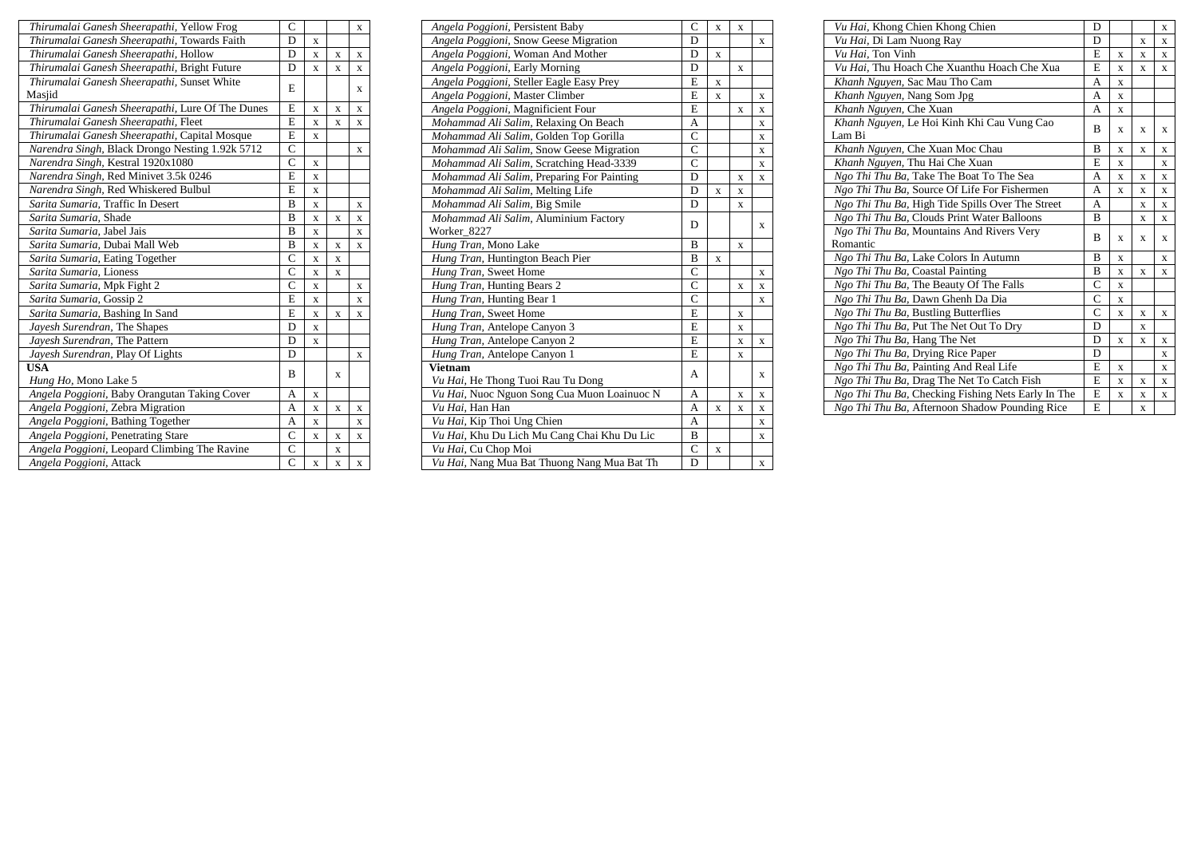| | | | | |
|---|---|---|---|---|
| *Thirumalai Ganesh Sheerapathi*, Yellow Frog | C | | | x |
| *Thirumalai Ganesh Sheerapathi*, Towards Faith | D | x | | |
| *Thirumalai Ganesh Sheerapathi*, Hollow | D | x | x | x |
| *Thirumalai Ganesh Sheerapathi*, Bright Future | D | x | x | x |
| *Thirumalai Ganesh Sheerapathi*, Sunset White Masjid | E | | | x |
| *Thirumalai Ganesh Sheerapathi*, Lure Of The Dunes | E | x | x | x |
| *Thirumalai Ganesh Sheerapathi*, Fleet | E | x | x | x |
| *Thirumalai Ganesh Sheerapathi*, Capital Mosque | E | x | | |
| *Narendra Singh*, Black Drongo Nesting 1.92k 5712 | C | | | x |
| *Narendra Singh*, Kestral 1920x1080 | C | x | | |
| *Narendra Singh*, Red Minivet 3.5k 0246 | E | x | | |
| *Narendra Singh*, Red Whiskered Bulbul | E | x | | |
| *Sarita Sumaria*, Traffic In Desert | B | x | | x |
| *Sarita Sumaria*, Shade | B | x | x | x |
| *Sarita Sumaria*, Jabel Jais | B | x | | x |
| *Sarita Sumaria*, Dubai Mall Web | B | x | x | x |
| *Sarita Sumaria*, Eating Together | C | x | x | |
| *Sarita Sumaria*, Lioness | C | x | x | |
| *Sarita Sumaria*, Mpk Fight 2 | C | x | | x |
| *Sarita Sumaria*, Gossip 2 | E | x | | x |
| *Sarita Sumaria*, Bashing In Sand | E | x | x | x |
| *Jayesh Surendran*, The Shapes | D | x | | |
| *Jayesh Surendran*, The Pattern | D | x | | |
| *Jayesh Surendran*, Play Of Lights | D | | | x |
| **USA** *Hung Ho*, Mono Lake 5 | B | | x | |
| *Angela Poggioni*, Baby Orangutan Taking Cover | A | x | | |
| *Angela Poggioni*, Zebra Migration | A | x | x | x |
| *Angela Poggioni*, Bathing Together | A | x | | x |
| *Angela Poggioni*, Penetrating Stare | C | x | x | x |
| *Angela Poggioni*, Leopard Climbing The Ravine | C | | x | |
| *Angela Poggioni*, Attack | C | x | x | x |
| *Angela Poggioni*, Persistent Baby | C | x | x | |
| *Angela Poggioni*, Snow Geese Migration | D | | | x |
| *Angela Poggioni*, Woman And Mother | D | x | | |
| *Angela Poggioni*, Early Morning | D | | x | |
| *Angela Poggioni*, Steller Eagle Easy Prey | E | x | | |
| *Angela Poggioni*, Master Climber | E | x | | x |
| *Angela Poggioni*, Magnificient Four | E | | x | x |
| *Mohammad Ali Salim*, Relaxing On Beach | A | | | x |
| *Mohammad Ali Salim*, Golden Top Gorilla | C | | | x |
| *Mohammad Ali Salim*, Snow Geese Migration | C | | | x |
| *Mohammad Ali Salim*, Scratching Head-3339 | C | | | x |
| *Mohammad Ali Salim*, Preparing For Painting | D | | x | x |
| *Mohammad Ali Salim*, Melting Life | D | x | x | |
| *Mohammad Ali Salim*, Big Smile | D | | x | |
| *Mohammad Ali Salim*, Aluminium Factory Worker_8227 | D | | | x |
| *Hung Tran*, Mono Lake | B | | x | |
| *Hung Tran*, Huntington Beach Pier | B | x | | |
| *Hung Tran*, Sweet Home | C | | | x |
| *Hung Tran*, Hunting Bears 2 | C | | x | x |
| *Hung Tran*, Hunting Bear 1 | C | | | x |
| *Hung Tran*, Sweet Home | E | | x | |
| *Hung Tran*, Antelope Canyon 3 | E | | x | |
| *Hung Tran*, Antelope Canyon 2 | E | | x | x |
| *Hung Tran*, Antelope Canyon 1 | E | | x | |
| **Vietnam** *Vu Hai*, He Thong Tuoi Rau Tu Dong | A | | | x |
| *Vu Hai*, Nuoc Nguon Song Cua Muon Loainuoc N | A | | x | x |
| *Vu Hai*, Han Han | A | x | x | x |
| *Vu Hai*, Kip Thoi Ung Chien | A | | | x |
| *Vu Hai*, Khu Du Lich Mu Cang Chai Khu Du Lic | B | | | x |
| *Vu Hai*, Cu Chop Moi | C | x | | |
| *Vu Hai*, Nang Mua Bat Thuong Nang Mua Bat Th | D | | | x |
| *Vu Hai*, Khong Chien Khong Chien | D | | | x |
| *Vu Hai*, Di Lam Nuong Ray | D | | x | x |
| *Vu Hai*, Ton Vinh | E | x | x | x |
| *Vu Hai*, Thu Hoach Che Xuanthu Hoach Che Xua | E | x | x | x |
| *Khanh Nguyen*, Sac Mau Tho Cam | A | x | | |
| *Khanh Nguyen*, Nang Som Jpg | A | x | | |
| *Khanh Nguyen*, Che Xuan | A | x | | |
| *Khanh Nguyen*, Le Hoi Kinh Khi Cau Vung Cao Lam Bi | B | x | x | x |
| *Khanh Nguyen*, Che Xuan Moc Chau | B | x | x | x |
| *Khanh Nguyen*, Thu Hai Che Xuan | E | x | | x |
| *Ngo Thi Thu Ba*, Take The Boat To The Sea | A | x | x | x |
| *Ngo Thi Thu Ba*, Source Of Life For Fishermen | A | x | x | x |
| *Ngo Thi Thu Ba*, High Tide Spills Over The Street | A | | x | x |
| *Ngo Thi Thu Ba*, Clouds Print Water Balloons | B | | x | x |
| *Ngo Thi Thu Ba*, Mountains And Rivers Very Romantic | B | x | x | x |
| *Ngo Thi Thu Ba*, Lake Colors In Autumn | B | x | | x |
| *Ngo Thi Thu Ba*, Coastal Painting | B | x | x | x |
| *Ngo Thi Thu Ba*, The Beauty Of The Falls | C | x | | |
| *Ngo Thi Thu Ba*, Dawn Ghenh Da Dia | C | x | | |
| *Ngo Thi Thu Ba*, Bustling Butterflies | C | x | x | x |
| *Ngo Thi Thu Ba*, Put The Net Out To Dry | D | | x | |
| *Ngo Thi Thu Ba*, Hang The Net | D | x | x | x |
| *Ngo Thi Thu Ba*, Drying Rice Paper | D | | | x |
| *Ngo Thi Thu Ba*, Painting And Real Life | E | x | | x |
| *Ngo Thi Thu Ba*, Drag The Net To Catch Fish | E | x | x | x |
| *Ngo Thi Thu Ba*, Checking Fishing Nets Early In The | E | x | x | x |
| *Ngo Thi Thu Ba*, Afternoon Shadow Pounding Rice | E | | x | |